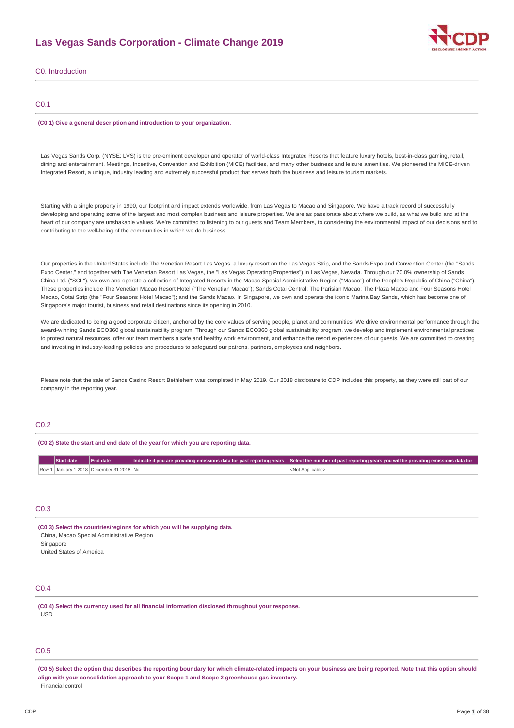# Las Vegas Sands Corporation - Climate Change 2019

## C0. Introduction

### C0.1

**(C0.1) Give a general description and introduction to your organization.**

Las Vegas Sands Corp. (NYSE: LVS) is the pre-eminent developer and operator of world-class Integrated Resorts that feature luxury hotels, best-in-class gaming, retail, dining and entertainment, Meetings, Incentive, Convention and Exhibition (MICE) facilities, and many other business and leisure amenities. We pioneered the MICE-driven Integrated Resort, a unique, industry leading and extremely successful product that serves both the business and leisure tourism markets.

Starting with a single property in 1990, our footprint and impact extends worldwide, from Las Vegas to Macao and Singapore. We have a track record of successfully developing and operating some of the largest and most complex business and leisure properties. We are as passionate about where we build, as what we build and at the heart of our company are unshakable values. We're committed to listening to our guests and Team Members, to considering the environmental impact of our decisions and to contributing to the well-being of the communities in which we do business.

Our properties in the United States include The Venetian Resort Las Vegas, a luxury resort on the Las Vegas Strip, and the Sands Expo and Convention Center (the "Sands Expo Center," and together with The Venetian Resort Las Vegas, the "Las Vegas Operating Properties") in Las Vegas, Nevada. Through our 70.0% ownership of Sands China Ltd. ("SCL"), we own and operate a collection of Integrated Resorts in the Macao Special Administrative Region ("Macao") of the People's Republic of China ("China"). These properties include The Venetian Macao Resort Hotel ("The Venetian Macao"); Sands Cotai Central; The Parisian Macao; The Plaza Macao and Four Seasons Hotel Macao, Cotai Strip (the "Four Seasons Hotel Macao"); and the Sands Macao. In Singapore, we own and operate the iconic Marina Bay Sands, which has become one of Singapore's major tourist, business and retail destinations since its opening in 2010.

We are dedicated to being a good corporate citizen, anchored by the core values of serving people, planet and communities. We drive environmental performance through the award-winning Sands ECO360 global sustainability program. Through our Sands ECO360 global sustainability program, we develop and implement environmental practices to protect natural resources, offer our team members a safe and healthy work environment, and enhance the resort experiences of our guests. We are committed to creating and investing in industry-leading policies and procedures to safeguard our patrons, partners, employees and neighbors.

Please note that the sale of Sands Casino Resort Bethlehem was completed in May 2019. Our 2018 disclosure to CDP includes this property, as they were still part of our company in the reporting year.

### C0.2

**(C0.2) State the start and date of the year for which you are reporting data.**

| | Start date | End date | Indicate if you are providing emissions data for past reporting years | Select the number of past reporting years you will be providing emissions data for |
|---|---|---|---|---|
| Row 1 | January 1 2018 | December 31 2018 | No | <Not Applicable> |

### C0.3

**(C0.3) Select the countries/regions for which you will be supplying data.**

China, Macao Special Administrative Region
Singapore
United States of America

### C0.4

**(C0.4) Select the currency used for all financial information disclosed throughout your response.**

USD

### C0.5

**(C0.5) Select the option that describes the reporting boundary for which climate-related impacts on your business are being reported. Note that this option should align with your consolidation approach to your Scope 1 and Scope 2 greenhouse gas inventory.**

Financial control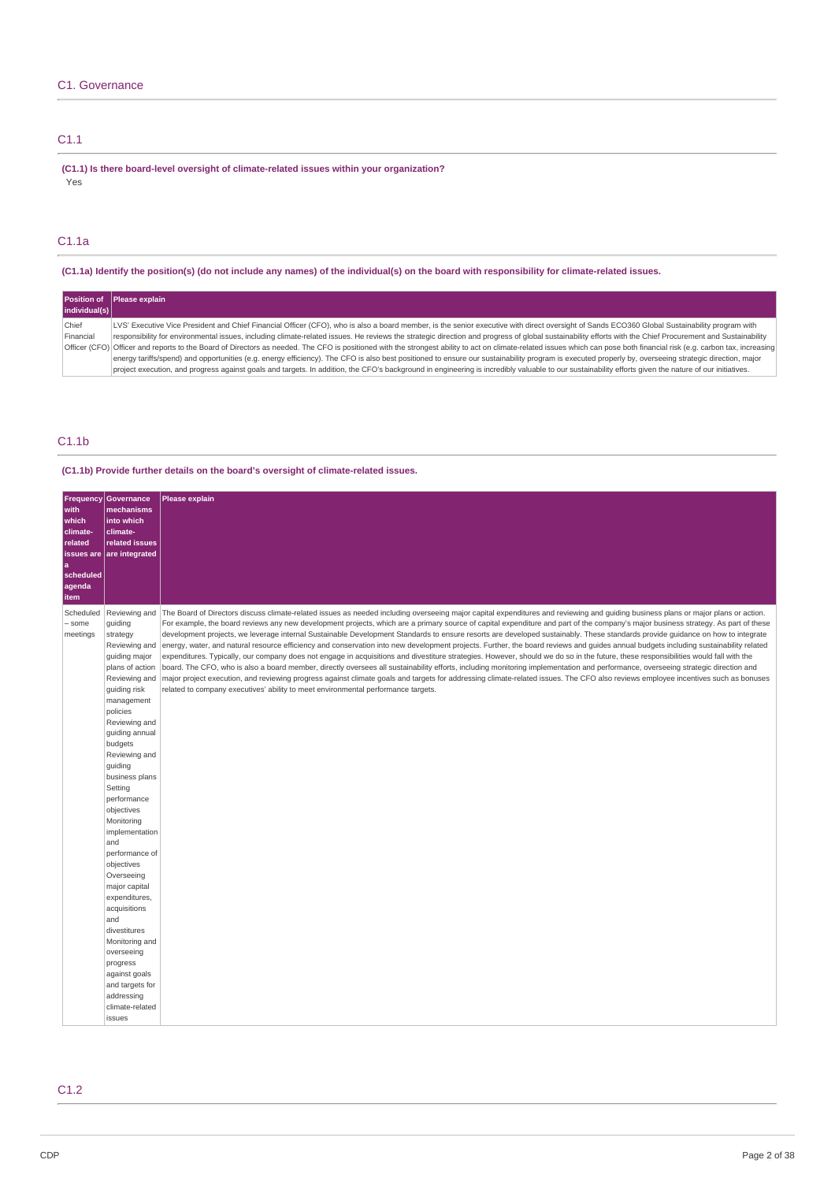## C1. Governance

### C1.1

**(C1.1) Is there board-level oversight of climate-related issues within your organization?**

Yes

### C1.1a

**(C1.1a) Identify the position(s) (do not include any names) of the individual(s) on the board with responsibility for climate-related issues.**

| Position of individual(s) | Please explain |
| --- | --- |
| Chief Financial Officer (CFO) | LVS' Executive Vice President and Chief Financial Officer (CFO), who is also a board member, is the senior executive with direct oversight of Sands ECO360 Global Sustainability program with responsibility for environmental issues, including climate-related issues. He reviews the strategic direction and progress of global sustainability efforts with the Chief Procurement and Sustainability Officer and reports to the Board of Directors as needed. The CFO is positioned with the strongest ability to act on climate-related issues which can pose both financial risk (e.g. carbon tax, increasing energy tariffs/spend) and opportunities (e.g. energy efficiency). The CFO is also best positioned to ensure our sustainability program is executed properly by, overseeing strategic direction, major project execution, and progress against goals and targets. In addition, the CFO's background in engineering is incredibly valuable to our sustainability efforts given the nature of our initiatives. |

### C1.1b

**(C1.1b) Provide further details on the board's oversight of climate-related issues.**

| Frequency with which climate-related issues are a scheduled agenda item | Governance mechanisms into which climate-related issues are integrated | Please explain |
| --- | --- | --- |
| Scheduled – some meetings | Reviewing and guiding strategy<br>Reviewing and guiding major plans of action<br>Reviewing and guiding risk management policies<br>Reviewing and guiding annual budgets<br>Reviewing and guiding business plans<br>Setting performance objectives<br>Monitoring implementation and performance of objectives<br>Overseeing major capital expenditures, acquisitions and divestitures<br>Monitoring and overseeing progress against goals and targets for addressing climate-related issues | The Board of Directors discuss climate-related issues as needed including overseeing major capital expenditures and reviewing and guiding business plans or major plans or action. For example, the board reviews any new development projects, which are a primary source of capital expenditure and part of the company's major business strategy. As part of these development projects, we leverage internal Sustainable Development Standards to ensure resorts are developed sustainably. These standards provide guidance on how to integrate energy, water, and natural resource efficiency and conservation into new development projects. Further, the board reviews and guides annual budgets including sustainability related expenditures. Typically, our company does not engage in acquisitions and divestiture strategies. However, should we do so in the future, these responsibilities would fall with the board. The CFO, who is also a board member, directly oversees all sustainability efforts, including monitoring implementation and performance, overseeing strategic direction and major project execution, and reviewing progress against climate goals and targets for addressing climate-related issues. The CFO also reviews employee incentives such as bonuses related to company executives' ability to meet environmental performance targets. |

### C1.2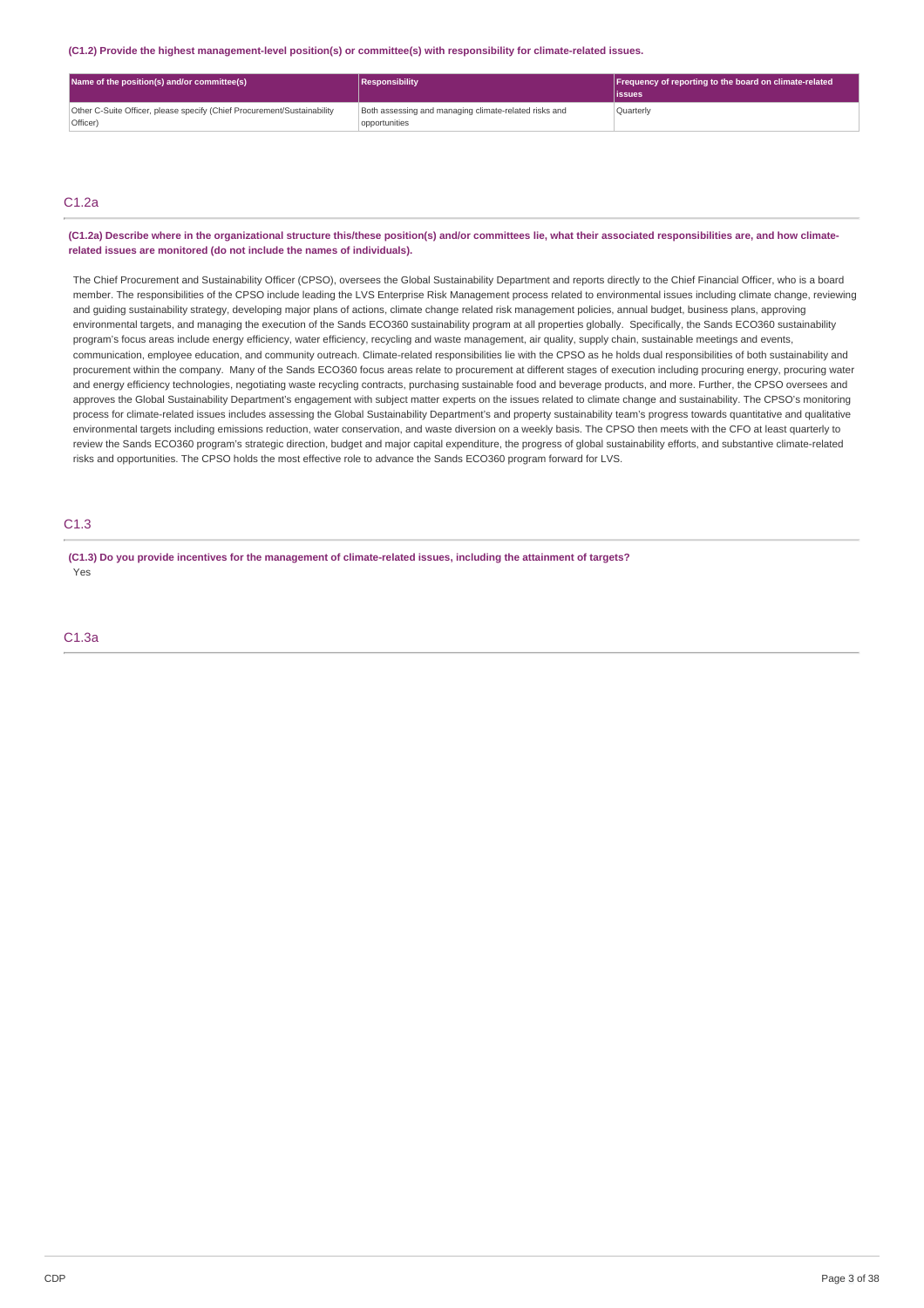**(C1.2) Provide the highest management-level position(s) or committee(s) with responsibility for climate-related issues.**

| Name of the position(s) and/or committee(s) | Responsibility | Frequency of reporting to the board on climate-related issues |
| --- | --- | --- |
| Other C-Suite Officer, please specify (Chief Procurement/Sustainability Officer) | Both assessing and managing climate-related risks and opportunities | Quarterly |

## C1.2a

**(C1.2a) Describe where in the organizational structure this/these position(s) and/or committees lie, what their associated responsibilities are, and how climate-related issues are monitored (do not include the names of individuals).**

The Chief Procurement and Sustainability Officer (CPSO), oversees the Global Sustainability Department and reports directly to the Chief Financial Officer, who is a board member. The responsibilities of the CPSO include leading the LVS Enterprise Risk Management process related to environmental issues including climate change, reviewing and guiding sustainability strategy, developing major plans of actions, climate change related risk management policies, annual budget, business plans, approving environmental targets, and managing the execution of the Sands ECO360 sustainability program at all properties globally. Specifically, the Sands ECO360 sustainability program's focus areas include energy efficiency, water efficiency, recycling and waste management, air quality, supply chain, sustainable meetings and events, communication, employee education, and community outreach. Climate-related responsibilities lie with the CPSO as he holds dual responsibilities of both sustainability and procurement within the company. Many of the Sands ECO360 focus areas relate to procurement at different stages of execution including procuring energy, procuring water and energy efficiency technologies, negotiating waste recycling contracts, purchasing sustainable food and beverage products, and more. Further, the CPSO oversees and approves the Global Sustainability Department's engagement with subject matter experts on the issues related to climate change and sustainability. The CPSO's monitoring process for climate-related issues includes assessing the Global Sustainability Department's and property sustainability team's progress towards quantitative and qualitative environmental targets including emissions reduction, water conservation, and waste diversion on a weekly basis. The CPSO then meets with the CFO at least quarterly to review the Sands ECO360 program's strategic direction, budget and major capital expenditure, the progress of global sustainability efforts, and substantive climate-related risks and opportunities. The CPSO holds the most effective role to advance the Sands ECO360 program forward for LVS.

## C1.3

**(C1.3) Do you provide incentives for the management of climate-related issues, including the attainment of targets?**

Yes

## C1.3a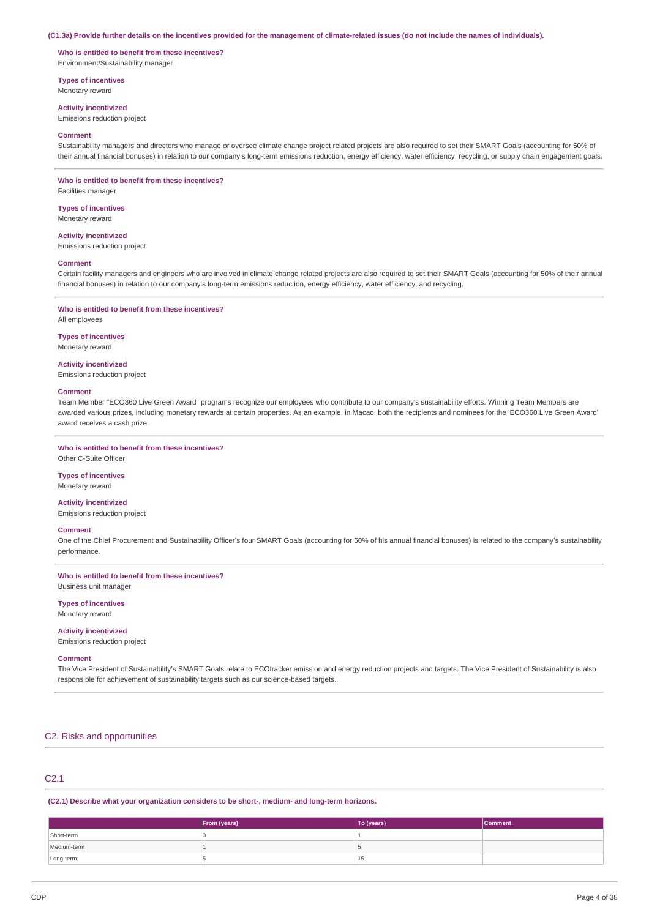**(C1.3a) Provide further details on the incentives provided for the management of climate-related issues (do not include the names of individuals).**

**Who is entitled to benefit from these incentives?**
Environment/Sustainability manager

**Types of incentives**
Monetary reward

**Activity incentivized**
Emissions reduction project

**Comment**
Sustainability managers and directors who manage or oversee climate change project related projects are also required to set their SMART Goals (accounting for 50% of their annual financial bonuses) in relation to our company's long-term emissions reduction, energy efficiency, water efficiency, recycling, or supply chain engagement goals.

---

**Who is entitled to benefit from these incentives?**
Facilities manager

**Types of incentives**
Monetary reward

**Activity incentivized**
Emissions reduction project

**Comment**
Certain facility managers and engineers who are involved in climate change related projects are also required to set their SMART Goals (accounting for 50% of their annual financial bonuses) in relation to our company's long-term emissions reduction, energy efficiency, water efficiency, and recycling.

---

**Who is entitled to benefit from these incentives?**
All employees

**Types of incentives**
Monetary reward

**Activity incentivized**
Emissions reduction project

**Comment**
Team Member "ECO360 Live Green Award" programs recognize our employees who contribute to our company's sustainability efforts. Winning Team Members are awarded various prizes, including monetary rewards at certain properties. As an example, in Macao, both the recipients and nominees for the 'ECO360 Live Green Award' award receives a cash prize.

---

**Who is entitled to benefit from these incentives?**
Other C-Suite Officer

**Types of incentives**
Monetary reward

**Activity incentivized**
Emissions reduction project

**Comment**
One of the Chief Procurement and Sustainability Officer's four SMART Goals (accounting for 50% of his annual financial bonuses) is related to the company's sustainability performance.

---

**Who is entitled to benefit from these incentives?**
Business unit manager

**Types of incentives**
Monetary reward

**Activity incentivized**
Emissions reduction project

**Comment**
The Vice President of Sustainability's SMART Goals relate to ECOtracker emission and energy reduction projects and targets. The Vice President of Sustainability is also responsible for achievement of sustainability targets such as our science-based targets.

## C2. Risks and opportunities

### C2.1

**(C2.1) Describe what your organization considers to be short-, medium- and long-term horizons.**

| | From (years) | To (years) | Comment |
|---|---|---|---|
| Short-term | 0 | 1 | |
| Medium-term | 1 | 5 | |
| Long-term | 5 | 15 | |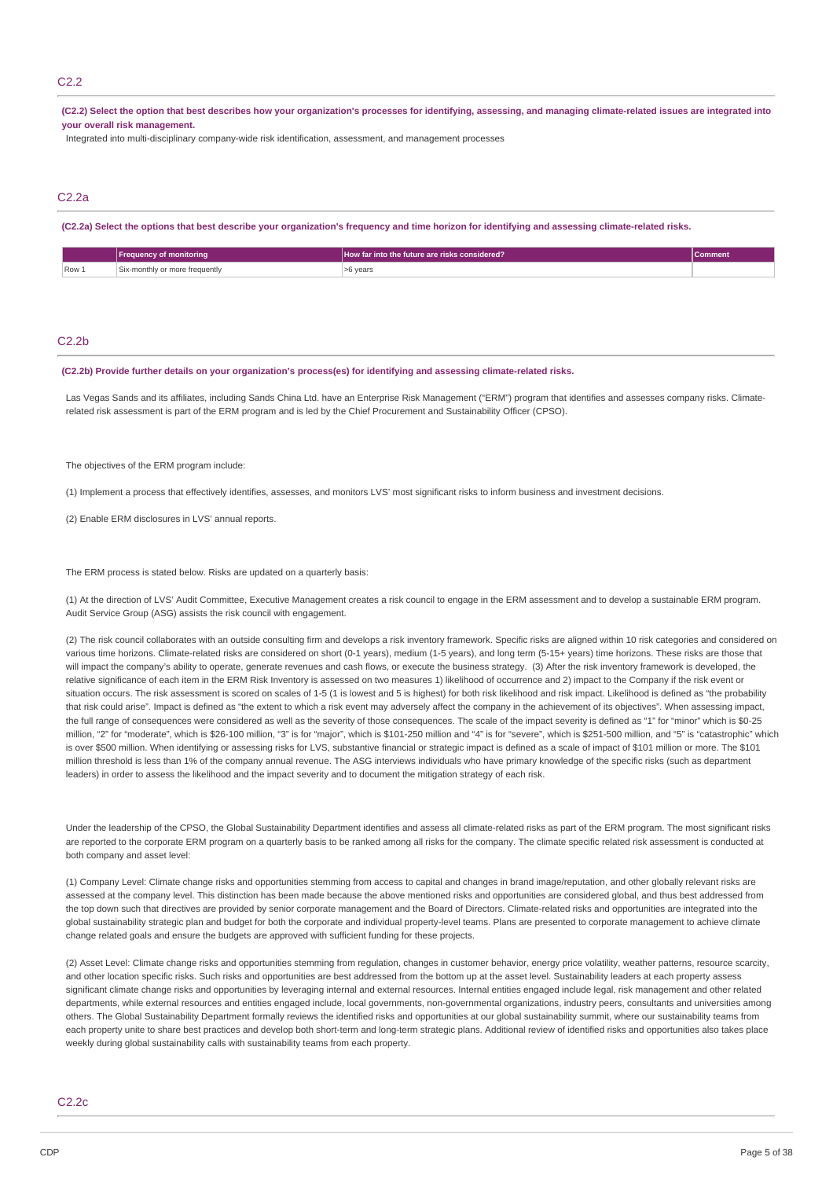## C2.2

**(C2.2) Select the option that best describes how your organization's processes for identifying, assessing, and managing climate-related issues are integrated into your overall risk management.**

Integrated into multi-disciplinary company-wide risk identification, assessment, and management processes

## C2.2a

**(C2.2a) Select the options that best describe your organization's frequency and time horizon for identifying and assessing climate-related risks.**

| | Frequency of monitoring | How far into the future are risks considered? | Comment |
|---|---|---|---|
| Row 1 | Six-monthly or more frequently | >6 years | |

## C2.2b

**(C2.2b) Provide further details on your organization's process(es) for identifying and assessing climate-related risks.**

Las Vegas Sands and its affiliates, including Sands China Ltd. have an Enterprise Risk Management ("ERM") program that identifies and assesses company risks. Climate-related risk assessment is part of the ERM program and is led by the Chief Procurement and Sustainability Officer (CPSO).

The objectives of the ERM program include:

(1) Implement a process that effectively identifies, assesses, and monitors LVS' most significant risks to inform business and investment decisions.

(2) Enable ERM disclosures in LVS' annual reports.

The ERM process is stated below. Risks are updated on a quarterly basis:

(1) At the direction of LVS' Audit Committee, Executive Management creates a risk council to engage in the ERM assessment and to develop a sustainable ERM program. Audit Service Group (ASG) assists the risk council with engagement.

(2) The risk council collaborates with an outside consulting firm and develops a risk inventory framework. Specific risks are aligned within 10 risk categories and considered on various time horizons. Climate-related risks are considered on short (0-1 years), medium (1-5 years), and long term (5-15+ years) time horizons. These risks are those that will impact the company's ability to operate, generate revenues and cash flows, or execute the business strategy. (3) After the risk inventory framework is developed, the relative significance of each item in the ERM Risk Inventory is assessed on two measures 1) likelihood of occurrence and 2) impact to the Company if the risk event or situation occurs. The risk assessment is scored on scales of 1-5 (1 is lowest and 5 is highest) for both risk likelihood and risk impact. Likelihood is defined as "the probability that risk could arise". Impact is defined as "the extent to which a risk event may adversely affect the company in the achievement of its objectives". When assessing impact, the full range of consequences were considered as well as the severity of those consequences. The scale of the impact severity is defined as "1" for "minor" which is $0-25 million, "2" for "moderate", which is $26-100 million, "3" is for "major", which is $101-250 million and "4" is for "severe", which is $251-500 million, and "5" is "catastrophic" which is over $500 million. When identifying or assessing risks for LVS, substantive financial or strategic impact is defined as a scale of impact of $101 million or more. The $101 million threshold is less than 1% of the company annual revenue. The ASG interviews individuals who have primary knowledge of the specific risks (such as department leaders) in order to assess the likelihood and the impact severity and to document the mitigation strategy of each risk.

Under the leadership of the CPSO, the Global Sustainability Department identifies and assess all climate-related risks as part of the ERM program. The most significant risks are reported to the corporate ERM program on a quarterly basis to be ranked among all risks for the company. The climate specific related risk assessment is conducted at both company and asset level:

(1) Company Level: Climate change risks and opportunities stemming from access to capital and changes in brand image/reputation, and other globally relevant risks are assessed at the company level. This distinction has been made because the above mentioned risks and opportunities are considered global, and thus best addressed from the top down such that directives are provided by senior corporate management and the Board of Directors. Climate-related risks and opportunities are integrated into the global sustainability strategic plan and budget for both the corporate and individual property-level teams. Plans are presented to corporate management to achieve climate change related goals and ensure the budgets are approved with sufficient funding for these projects.

(2) Asset Level: Climate change risks and opportunities stemming from regulation, changes in customer behavior, energy price volatility, weather patterns, resource scarcity, and other location specific risks. Such risks and opportunities are best addressed from the bottom up at the asset level. Sustainability leaders at each property assess significant climate change risks and opportunities by leveraging internal and external resources. Internal entities engaged include legal, risk management and other related departments, while external resources and entities engaged include, local governments, non-governmental organizations, industry peers, consultants and universities among others. The Global Sustainability Department formally reviews the identified risks and opportunities at our global sustainability summit, where our sustainability teams from each property unite to share best practices and develop both short-term and long-term strategic plans. Additional review of identified risks and opportunities also takes place weekly during global sustainability calls with sustainability teams from each property.

## C2.2c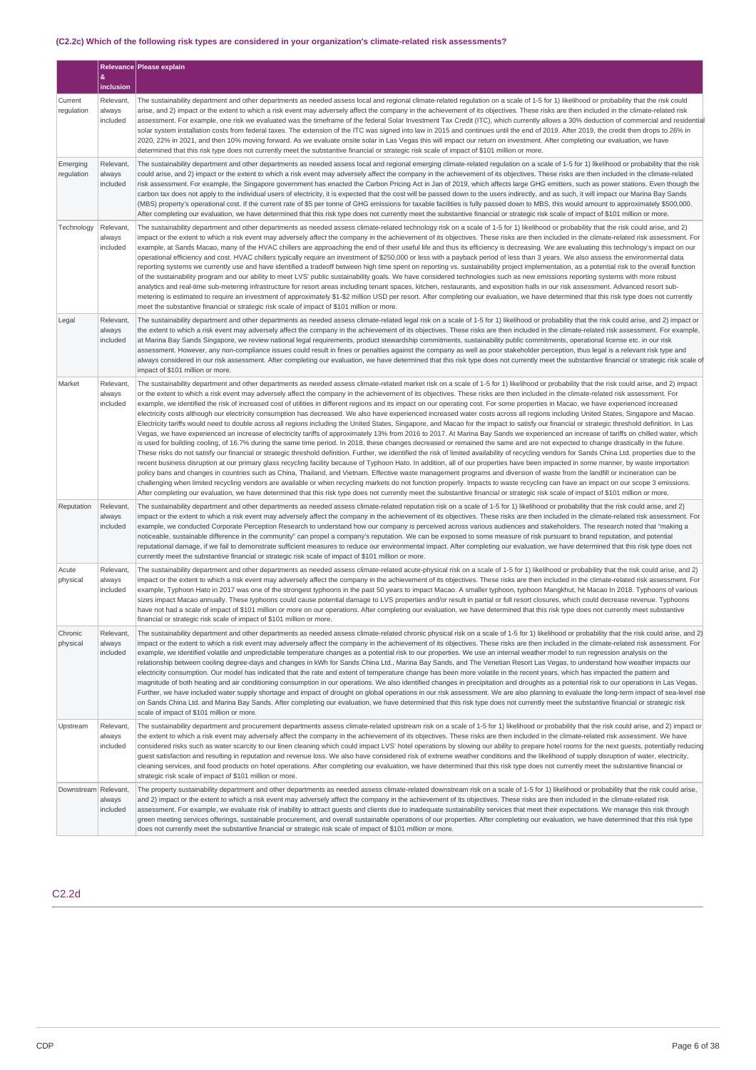### (C2.2c) Which of the following risk types are considered in your organization's climate-related risk assessments?

| | Relevance & inclusion | Please explain |
|---|---|---|
| Current regulation | Relevant, always included | The sustainability department and other departments as needed assess local and regional climate-related regulation on a scale of 1-5 for 1) likelihood or probability that the risk could arise, and 2) impact or the extent to which a risk event may adversely affect the company in the achievement of its objectives. These risks are then included in the climate-related risk assessment. For example, one risk we evaluated was the timeframe of the federal Solar Investment Tax Credit (ITC), which currently allows a 30% deduction of commercial and residential solar system installation costs from federal taxes. The extension of the ITC was signed into law in 2015 and continues until the end of 2019. After 2019, the credit then drops to 26% in 2020, 22% in 2021, and then 10% moving forward. As we evaluate onsite solar in Las Vegas this will impact our return on investment. After completing our evaluation, we have determined that this risk type does not currently meet the substantive financial or strategic risk scale of impact of $101 million or more. |
| Emerging regulation | Relevant, always included | The sustainability department and other departments as needed assess local and regional emerging climate-related regulation on a scale of 1-5 for 1) likelihood or probability that the risk could arise, and 2) impact or the extent to which a risk event may adversely affect the company in the achievement of its objectives. These risks are then included in the climate-related risk assessment. For example, the Singapore government has enacted the Carbon Pricing Act in Jan of 2019, which affects large GHG emitters, such as power stations. Even though the carbon tax does not apply to the individual users of electricity, it is expected that the cost will be passed down to the users indirectly, and as such, it will impact our Marina Bay Sands (MBS) property's operational cost. If the current rate of $5 per tonne of GHG emissions for taxable facilities is fully passed down to MBS, this would amount to approximately $500,000. After completing our evaluation, we have determined that this risk type does not currently meet the substantive financial or strategic risk scale of impact of $101 million or more. |
| Technology | Relevant, always included | The sustainability department and other departments as needed assess climate-related technology risk on a scale of 1-5 for 1) likelihood or probability that the risk could arise, and 2) impact or the extent to which a risk event may adversely affect the company in the achievement of its objectives. These risks are then included in the climate-related risk assessment. For example, at Sands Macao, many of the HVAC chillers are approaching the end of their useful life and thus its efficiency is decreasing. We are evaluating this technology's impact on our operational efficiency and cost. HVAC chillers typically require an investment of $250,000 or less with a payback period of less than 3 years. We also assess the environmental data reporting systems we currently use and have identified a tradeoff between high time spent on reporting vs. sustainability project implementation, as a potential risk to the overall function of the sustainability program and our ability to meet LVS' public sustainability goals. We have considered technologies such as new emissions reporting systems with more robust analytics and real-time sub-metering infrastructure for resort areas including tenant spaces, kitchen, restaurants, and exposition halls in our risk assessment. Advanced resort sub-metering is estimated to require an investment of approximately $1-$2 million USD per resort. After completing our evaluation, we have determined that this risk type does not currently meet the substantive financial or strategic risk scale of impact of $101 million or more. |
| Legal | Relevant, always included | The sustainability department and other departments as needed assess climate-related legal risk on a scale of 1-5 for 1) likelihood or probability that the risk could arise, and 2) impact or the extent to which a risk event may adversely affect the company in the achievement of its objectives. These risks are then included in the climate-related risk assessment. For example, at Marina Bay Sands Singapore, we review national legal requirements, product stewardship commitments, sustainability public commitments, operational license etc. in our risk assessment. However, any non-compliance issues could result in fines or penalties against the company as well as poor stakeholder perception, thus legal is a relevant risk type and always considered in our risk assessment. After completing our evaluation, we have determined that this risk type does not currently meet the substantive financial or strategic risk scale of impact of $101 million or more. |
| Market | Relevant, always included | The sustainability department and other departments as needed assess climate-related market risk on a scale of 1-5 for 1) likelihood or probability that the risk could arise, and 2) impact or the extent to which a risk event may adversely affect the company in the achievement of its objectives. These risks are then included in the climate-related risk assessment. For example, we identified the risk of increased cost of utilities in different regions and its impact on our operating cost. For some properties in Macao, we have experienced increased electricity costs although our electricity consumption has decreased. We also have experienced increased water costs across all regions including United States, Singapore and Macao. Electricity tariffs would need to double across all regions including the United States, Singapore, and Macao for the impact to satisfy our financial or strategic threshold definition. In Las Vegas, we have experienced an increase of electricity tariffs of approximately 13% from 2016 to 2017. At Marina Bay Sands we experienced an increase of tariffs on chilled water, which is used for building cooling, of 16.7% during the same time period. In 2018, these changes decreased or remained the same and are not expected to change drastically in the future. These risks do not satisfy our financial or strategic threshold definition. Further, we identified the risk of limited availability of recycling vendors for Sands China Ltd. properties due to the recent business disruption at our primary glass recycling facility because of Typhoon Hato. In addition, all of our properties have been impacted in some manner, by waste importation policy bans and changes in countries such as China, Thailand, and Vietnam. Effective waste management programs and diversion of waste from the landfill or incineration can be challenging when limited recycling vendors are available or when recycling markets do not function properly. Impacts to waste recycling can have an impact on our scope 3 emissions. After completing our evaluation, we have determined that this risk type does not currently meet the substantive financial or strategic risk scale of impact of $101 million or more. |
| Reputation | Relevant, always included | The sustainability department and other departments as needed assess climate-related reputation risk on a scale of 1-5 for 1) likelihood or probability that the risk could arise, and 2) impact or the extent to which a risk event may adversely affect the company in the achievement of its objectives. These risks are then included in the climate-related risk assessment. For example, we conducted Corporate Perception Research to understand how our company is perceived across various audiences and stakeholders. The research noted that "making a noticeable, sustainable difference in the community" can propel a company's reputation. We can be exposed to some measure of risk pursuant to brand reputation, and potential reputational damage, if we fail to demonstrate sufficient measures to reduce our environmental impact. After completing our evaluation, we have determined that this risk type does not currently meet the substantive financial or strategic risk scale of impact of $101 million or more. |
| Acute physical | Relevant, always included | The sustainability department and other departments as needed assess climate-related acute-physical risk on a scale of 1-5 for 1) likelihood or probability that the risk could arise, and 2) impact or the extent to which a risk event may adversely affect the company in the achievement of its objectives. These risks are then included in the climate-related risk assessment. For example, Typhoon Hato in 2017 was one of the strongest typhoons in the past 50 years to impact Macao. A smaller typhoon, typhoon Mangkhut, hit Macao In 2018. Typhoons of various sizes impact Macao annually. These typhoons could cause potential damage to LVS properties and/or result in partial or full resort closures, which could decrease revenue. Typhoons have not had a scale of impact of $101 million or more on our operations. After completing our evaluation, we have determined that this risk type does not currently meet substantive financial or strategic risk scale of impact of $101 million or more. |
| Chronic physical | Relevant, always included | The sustainability department and other departments as needed assess climate-related chronic physical risk on a scale of 1-5 for 1) likelihood or probability that the risk could arise, and 2) impact or the extent to which a risk event may adversely affect the company in the achievement of its objectives. These risks are then included in the climate-related risk assessment. For example, we identified volatile and unpredictable temperature changes as a potential risk to our properties. We use an internal weather model to run regression analysis on the relationship between cooling degree-days and changes in kWh for Sands China Ltd., Marina Bay Sands, and The Venetian Resort Las Vegas, to understand how weather impacts our electricity consumption. Our model has indicated that the rate and extent of temperature change has been more volatile in the recent years, which has impacted the pattern and magnitude of both heating and air conditioning consumption in our operations. We also identified changes in precipitation and droughts as a potential risk to our operations in Las Vegas. Further, we have included water supply shortage and impact of drought on global operations in our risk assessment. We are also planning to evaluate the long-term impact of sea-level rise on Sands China Ltd. and Marina Bay Sands. After completing our evaluation, we have determined that this risk type does not currently meet the substantive financial or strategic risk scale of impact of $101 million or more. |
| Upstream | Relevant, always included | The sustainability department and procurement departments assess climate-related upstream risk on a scale of 1-5 for 1) likelihood or probability that the risk could arise, and 2) impact or the extent to which a risk event may adversely affect the company in the achievement of its objectives. These risks are then included in the climate-related risk assessment. We have considered risks such as water scarcity to our linen cleaning which could impact LVS' hotel operations by slowing our ability to prepare hotel rooms for the next guests, potentially reducing guest satisfaction and resulting in reputation and revenue loss. We also have considered risk of extreme weather conditions and the likelihood of supply disruption of water, electricity, cleaning services, and food products on hotel operations. After completing our evaluation, we have determined that this risk type does not currently meet the substantive financial or strategic risk scale of impact of $101 million or more. |
| Downstream | Relevant, always included | The property sustainability department and other departments as needed assess climate-related downstream risk on a scale of 1-5 for 1) likelihood or probability that the risk could arise, and 2) impact or the extent to which a risk event may adversely affect the company in the achievement of its objectives. These risks are then included in the climate-related risk assessment. For example, we evaluate risk of inability to attract guests and clients due to inadequate sustainability services that meet their expectations. We manage this risk through green meeting services offerings, sustainable procurement, and overall sustainable operations of our properties. After completing our evaluation, we have determined that this risk type does not currently meet the substantive financial or strategic risk scale of impact of $101 million or more. |

## C2.2d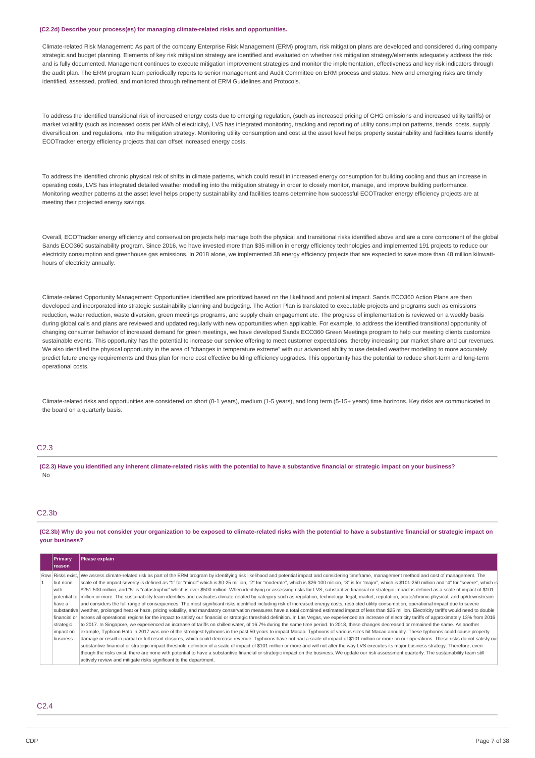**(C2.2d) Describe your process(es) for managing climate-related risks and opportunities.**

Climate-related Risk Management: As part of the company Enterprise Risk Management (ERM) program, risk mitigation plans are developed and considered during company strategic and budget planning. Elements of key risk mitigation strategy are identified and evaluated on whether risk mitigation strategy/elements adequately address the risk and is fully documented. Management continues to execute mitigation improvement strategies and monitor the implementation, effectiveness and key risk indicators through the audit plan. The ERM program team periodically reports to senior management and Audit Committee on ERM process and status. New and emerging risks are timely identified, assessed, profiled, and monitored through refinement of ERM Guidelines and Protocols.

To address the identified transitional risk of increased energy costs due to emerging regulation, (such as increased pricing of GHG emissions and increased utility tariffs) or market volatility (such as increased costs per kWh of electricity), LVS has integrated monitoring, tracking and reporting of utility consumption patterns, trends, costs, supply diversification, and regulations, into the mitigation strategy. Monitoring utility consumption and cost at the asset level helps property sustainability and facilities teams identify ECOTracker energy efficiency projects that can offset increased energy costs.

To address the identified chronic physical risk of shifts in climate patterns, which could result in increased energy consumption for building cooling and thus an increase in operating costs, LVS has integrated detailed weather modelling into the mitigation strategy in order to closely monitor, manage, and improve building performance. Monitoring weather patterns at the asset level helps property sustainability and facilities teams determine how successful ECOTracker energy efficiency projects are at meeting their projected energy savings.

Overall, ECOTracker energy efficiency and conservation projects help manage both the physical and transitional risks identified above and are a core component of the global Sands ECO360 sustainability program. Since 2016, we have invested more than $35 million in energy efficiency technologies and implemented 191 projects to reduce our electricity consumption and greenhouse gas emissions. In 2018 alone, we implemented 38 energy efficiency projects that are expected to save more than 48 million kilowatt-hours of electricity annually.

Climate-related Opportunity Management: Opportunities identified are prioritized based on the likelihood and potential impact. Sands ECO360 Action Plans are then developed and incorporated into strategic sustainability planning and budgeting. The Action Plan is translated to executable projects and programs such as emissions reduction, water reduction, waste diversion, green meetings programs, and supply chain engagement etc. The progress of implementation is reviewed on a weekly basis during global calls and plans are reviewed and updated regularly with new opportunities when applicable. For example, to address the identified transitional opportunity of changing consumer behavior of increased demand for green meetings, we have developed Sands ECO360 Green Meetings program to help our meeting clients customize sustainable events. This opportunity has the potential to increase our service offering to meet customer expectations, thereby increasing our market share and our revenues. We also identified the physical opportunity in the area of "changes in temperature extreme" with our advanced ability to use detailed weather modelling to more accurately predict future energy requirements and thus plan for more cost effective building efficiency upgrades. This opportunity has the potential to reduce short-term and long-term operational costs.

Climate-related risks and opportunities are considered on short (0-1 years), medium (1-5 years), and long term (5-15+ years) time horizons. Key risks are communicated to the board on a quarterly basis.

## C2.3

**(C2.3) Have you identified any inherent climate-related risks with the potential to have a substantive financial or strategic impact on your business?**

No

## C2.3b

**(C2.3b) Why do you not consider your organization to be exposed to climate-related risks with the potential to have a substantive financial or strategic impact on your business?**

| | Primary reason | Please explain |
|---|---|---|
| Row 1 | Risks exist, but none with potential to have a substantive financial or strategic impact on business | We assess climate-related risk as part of the ERM program by identifying risk likelihood and potential impact and considering timeframe, management method and cost of management. The scale of the impact severity is defined as "1" for "minor" which is $0-25 million, "2" for "moderate", which is $26-100 million, "3" is for "major", which is $101-250 million and "4" for "severe", which is $251-500 million, and "5" is "catastrophic" which is over $500 million. When identifying or assessing risks for LVS, substantive financial or strategic impact is defined as a scale of impact of $101 million or more. The sustainability team identifies and evaluates climate-related by category such as regulation, technology, legal, market, reputation, acute/chronic physical, and up/downstream and considers the full range of consequences. The most significant risks identified including risk of increased energy costs, restricted utility consumption, operational impact due to severe weather, prolonged heat or haze, pricing volatility, and mandatory conservation measures have a total combined estimated impact of less than $25 million. Electricity tariffs would need to double across all operational regions for the impact to satisfy our financial or strategic threshold definition. In Las Vegas, we experienced an increase of electricity tariffs of approximately 13% from 2016 to 2017. In Singapore, we experienced an increase of tariffs on chilled water, of 16.7% during the same time period. In 2018, these changes decreased or remained the same. As another example, Typhoon Hato in 2017 was one of the strongest typhoons in the past 50 years to impact Macao. Typhoons of various sizes hit Macao annually. These typhoons could cause property damage or result in partial or full resort closures, which could decrease revenue. Typhoons have not had a scale of impact of $101 million or more on our operations. These risks do not satisfy our substantive financial or strategic impact threshold definition of a scale of impact of $101 million or more and will not alter the way LVS executes its major business strategy. Therefore, even though the risks exist, there are none with potential to have a substantive financial or strategic impact on the business. We update our risk assessment quarterly. The sustainability team still actively review and mitigate risks significant to the department. |

## C2.4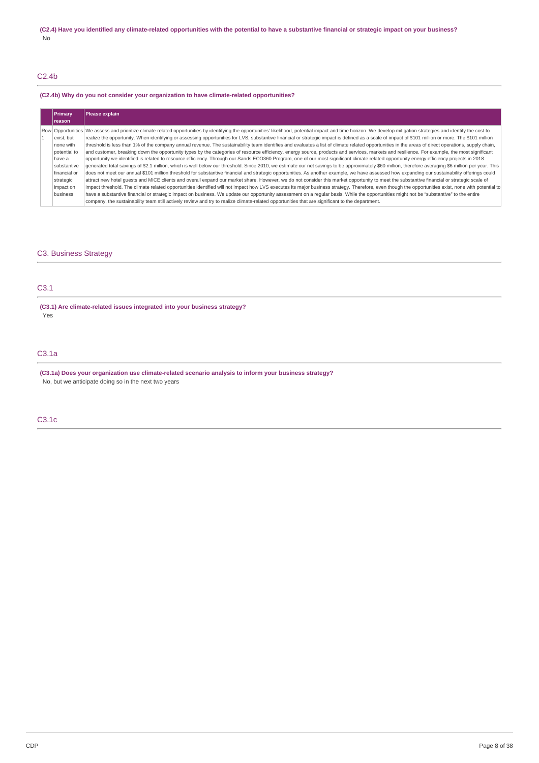**(C2.4) Have you identified any climate-related opportunities with the potential to have a substantive financial or strategic impact on your business?**

No

## C2.4b

**(C2.4b) Why do you not consider your organization to have climate-related opportunities?**

| | Primary reason | Please explain |
|---|---|---|
| Row 1 | Opportunities exist, but none with potential to have a substantive financial or strategic impact on business | We assess and prioritize climate-related opportunities by identifying the opportunities' likelihood, potential impact and time horizon. We develop mitigation strategies and identify the cost to realize the opportunity. When identifying or assessing opportunities for LVS, substantive financial or strategic impact is defined as a scale of impact of $101 million or more. The $101 million threshold is less than 1% of the company annual revenue. The sustainability team identifies and evaluates a list of climate related opportunities in the areas of direct operations, supply chain, and customer, breaking down the opportunity types by the categories of resource efficiency, energy source, products and services, markets and resilience. For example, the most significant opportunity we identified is related to resource efficiency. Through our Sands ECO360 Program, one of our most significant climate related opportunity energy efficiency projects in 2018 generated total savings of $2.1 million, which is well below our threshold. Since 2010, we estimate our net savings to be approximately $60 million, therefore averaging $6 million per year. This does not meet our annual $101 million threshold for substantive financial and strategic opportunities. As another example, we have assessed how expanding our sustainability offerings could attract new hotel guests and MICE clients and overall expand our market share. However, we do not consider this market opportunity to meet the substantive financial or strategic scale of impact threshold. The climate related opportunities identified will not impact how LVS executes its major business strategy. Therefore, even though the opportunities exist, none with potential to have a substantive financial or strategic impact on business. We update our opportunity assessment on a regular basis. While the opportunities might not be "substantive" to the entire company, the sustainability team still actively review and try to realize climate-related opportunities that are significant to the department. |

# C3. Business Strategy

## C3.1

**(C3.1) Are climate-related issues integrated into your business strategy?**

Yes

## C3.1a

**(C3.1a) Does your organization use climate-related scenario analysis to inform your business strategy?**

No, but we anticipate doing so in the next two years

## C3.1c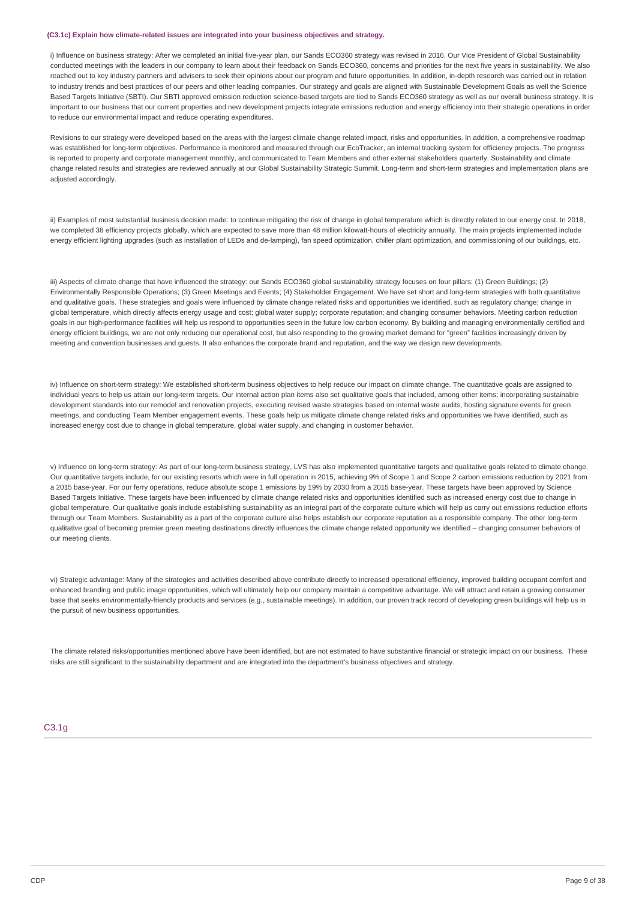#### (C3.1c) Explain how climate-related issues are integrated into your business objectives and strategy.

i) Influence on business strategy: After we completed an initial five-year plan, our Sands ECO360 strategy was revised in 2016. Our Vice President of Global Sustainability conducted meetings with the leaders in our company to learn about their feedback on Sands ECO360, concerns and priorities for the next five years in sustainability. We also reached out to key industry partners and advisers to seek their opinions about our program and future opportunities. In addition, in-depth research was carried out in relation to industry trends and best practices of our peers and other leading companies. Our strategy and goals are aligned with Sustainable Development Goals as well the Science Based Targets Initiative (SBTI). Our SBTI approved emission reduction science-based targets are tied to Sands ECO360 strategy as well as our overall business strategy. It is important to our business that our current properties and new development projects integrate emissions reduction and energy efficiency into their strategic operations in order to reduce our environmental impact and reduce operating expenditures.

Revisions to our strategy were developed based on the areas with the largest climate change related impact, risks and opportunities. In addition, a comprehensive roadmap was established for long-term objectives. Performance is monitored and measured through our EcoTracker, an internal tracking system for efficiency projects. The progress is reported to property and corporate management monthly, and communicated to Team Members and other external stakeholders quarterly. Sustainability and climate change related results and strategies are reviewed annually at our Global Sustainability Strategic Summit. Long-term and short-term strategies and implementation plans are adjusted accordingly.

ii) Examples of most substantial business decision made: to continue mitigating the risk of change in global temperature which is directly related to our energy cost. In 2018, we completed 38 efficiency projects globally, which are expected to save more than 48 million kilowatt-hours of electricity annually. The main projects implemented include energy efficient lighting upgrades (such as installation of LEDs and de-lamping), fan speed optimization, chiller plant optimization, and commissioning of our buildings, etc.

iii) Aspects of climate change that have influenced the strategy: our Sands ECO360 global sustainability strategy focuses on four pillars: (1) Green Buildings; (2) Environmentally Responsible Operations; (3) Green Meetings and Events; (4) Stakeholder Engagement. We have set short and long-term strategies with both quantitative and qualitative goals. These strategies and goals were influenced by climate change related risks and opportunities we identified, such as regulatory change; change in global temperature, which directly affects energy usage and cost; global water supply; corporate reputation; and changing consumer behaviors. Meeting carbon reduction goals in our high-performance facilities will help us respond to opportunities seen in the future low carbon economy. By building and managing environmentally certified and energy efficient buildings, we are not only reducing our operational cost, but also responding to the growing market demand for "green" facilities increasingly driven by meeting and convention businesses and guests. It also enhances the corporate brand and reputation, and the way we design new developments.

iv) Influence on short-term strategy: We established short-term business objectives to help reduce our impact on climate change. The quantitative goals are assigned to individual years to help us attain our long-term targets. Our internal action plan items also set qualitative goals that included, among other items: incorporating sustainable development standards into our remodel and renovation projects, executing revised waste strategies based on internal waste audits, hosting signature events for green meetings, and conducting Team Member engagement events. These goals help us mitigate climate change related risks and opportunities we have identified, such as increased energy cost due to change in global temperature, global water supply, and changing in customer behavior.

v) Influence on long-term strategy: As part of our long-term business strategy, LVS has also implemented quantitative targets and qualitative goals related to climate change. Our quantitative targets include, for our existing resorts which were in full operation in 2015, achieving 9% of Scope 1 and Scope 2 carbon emissions reduction by 2021 from a 2015 base-year. For our ferry operations, reduce absolute scope 1 emissions by 19% by 2030 from a 2015 base-year. These targets have been approved by Science Based Targets Initiative. These targets have been influenced by climate change related risks and opportunities identified such as increased energy cost due to change in global temperature. Our qualitative goals include establishing sustainability as an integral part of the corporate culture which will help us carry out emissions reduction efforts through our Team Members. Sustainability as a part of the corporate culture also helps establish our corporate reputation as a responsible company. The other long-term qualitative goal of becoming premier green meeting destinations directly influences the climate change related opportunity we identified – changing consumer behaviors of our meeting clients.

vi) Strategic advantage: Many of the strategies and activities described above contribute directly to increased operational efficiency, improved building occupant comfort and enhanced branding and public image opportunities, which will ultimately help our company maintain a competitive advantage. We will attract and retain a growing consumer base that seeks environmentally-friendly products and services (e.g., sustainable meetings). In addition, our proven track record of developing green buildings will help us in the pursuit of new business opportunities.

The climate related risks/opportunities mentioned above have been identified, but are not estimated to have substantive financial or strategic impact on our business. These risks are still significant to the sustainability department and are integrated into the department's business objectives and strategy.

## C3.1g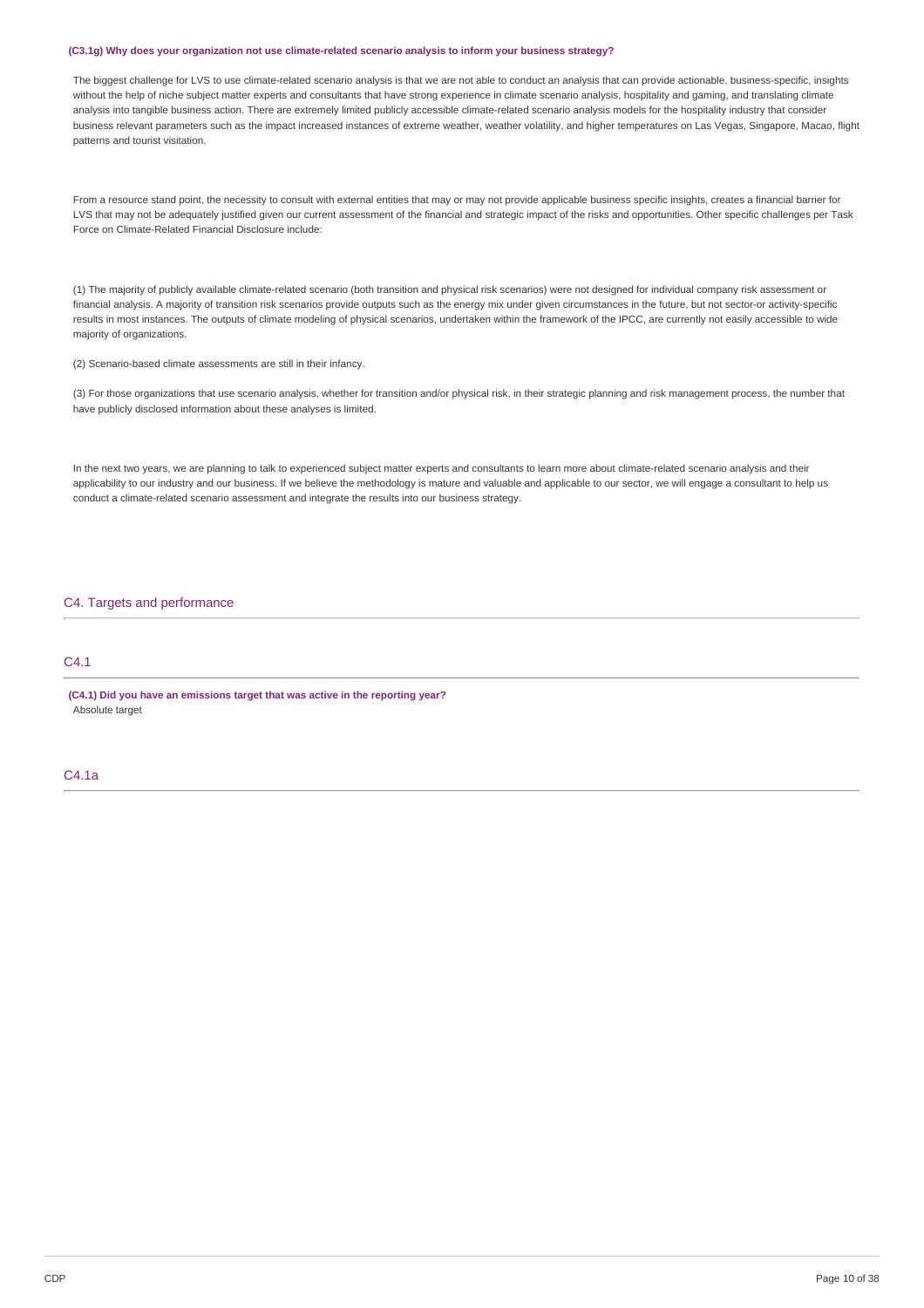**(C3.1g) Why does your organization not use climate-related scenario analysis to inform your business strategy?**

The biggest challenge for LVS to use climate-related scenario analysis is that we are not able to conduct an analysis that can provide actionable, business-specific, insights without the help of niche subject matter experts and consultants that have strong experience in climate scenario analysis, hospitality and gaming, and translating climate analysis into tangible business action. There are extremely limited publicly accessible climate-related scenario analysis models for the hospitality industry that consider business relevant parameters such as the impact increased instances of extreme weather, weather volatility, and higher temperatures on Las Vegas, Singapore, Macao, flight patterns and tourist visitation.

From a resource stand point, the necessity to consult with external entities that may or may not provide applicable business specific insights, creates a financial barrier for LVS that may not be adequately justified given our current assessment of the financial and strategic impact of the risks and opportunities. Other specific challenges per Task Force on Climate-Related Financial Disclosure include:

(1) The majority of publicly available climate-related scenario (both transition and physical risk scenarios) were not designed for individual company risk assessment or financial analysis. A majority of transition risk scenarios provide outputs such as the energy mix under given circumstances in the future, but not sector-or activity-specific results in most instances. The outputs of climate modeling of physical scenarios, undertaken within the framework of the IPCC, are currently not easily accessible to wide majority of organizations.

(2) Scenario-based climate assessments are still in their infancy.

(3) For those organizations that use scenario analysis, whether for transition and/or physical risk, in their strategic planning and risk management process, the number that have publicly disclosed information about these analyses is limited.

In the next two years, we are planning to talk to experienced subject matter experts and consultants to learn more about climate-related scenario analysis and their applicability to our industry and our business. If we believe the methodology is mature and valuable and applicable to our sector, we will engage a consultant to help us conduct a climate-related scenario assessment and integrate the results into our business strategy.

## C4. Targets and performance

### C4.1

**(C4.1) Did you have an emissions target that was active in the reporting year?**
Absolute target

### C4.1a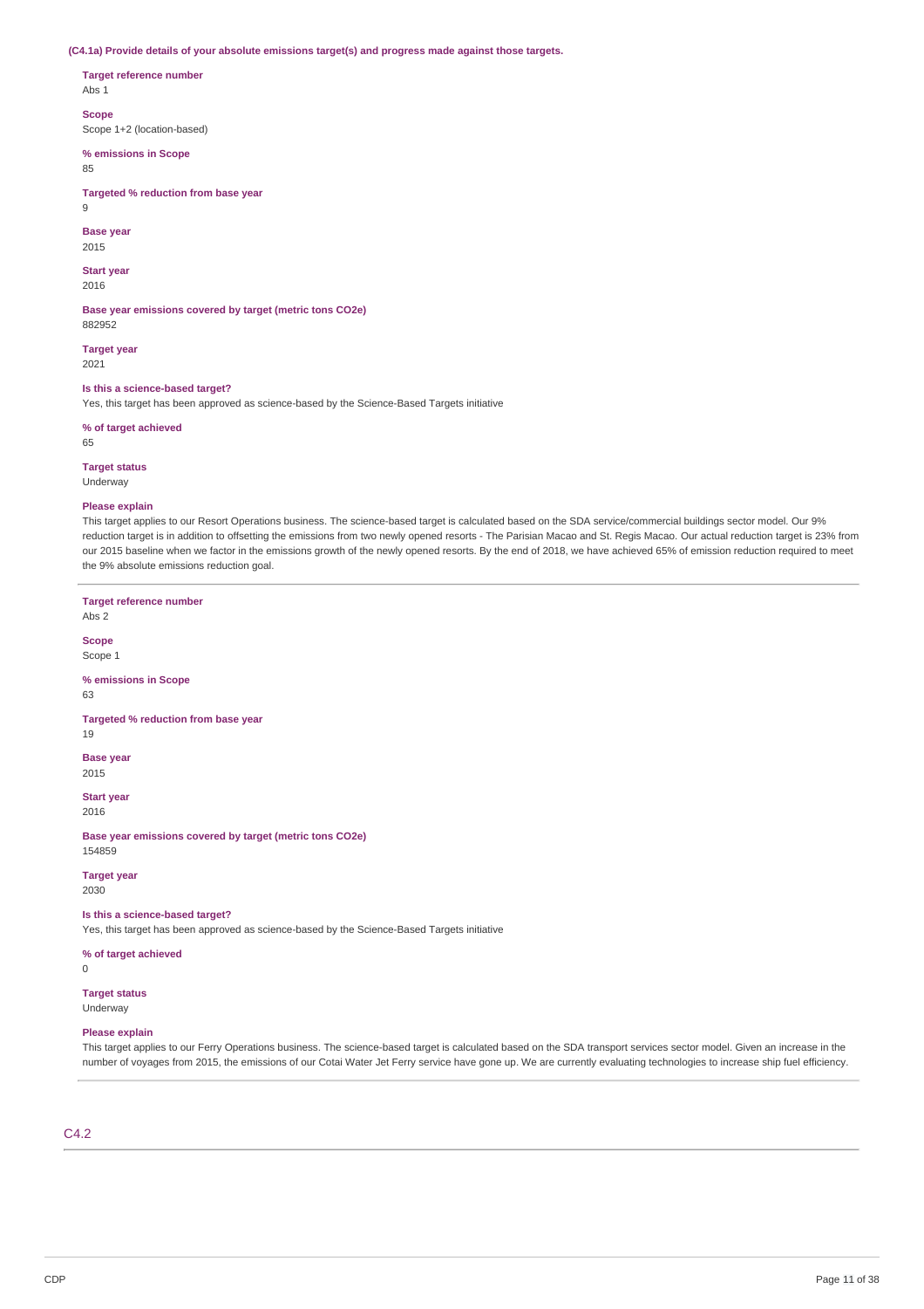**(C4.1a) Provide details of your absolute emissions target(s) and progress made against those targets.**

**Target reference number**
Abs 1

**Scope**
Scope 1+2 (location-based)

**% emissions in Scope**
85

**Targeted % reduction from base year**
9

**Base year**
2015

**Start year**
2016

**Base year emissions covered by target (metric tons CO2e)**
882952

**Target year**
2021

**Is this a science-based target?**
Yes, this target has been approved as science-based by the Science-Based Targets initiative

**% of target achieved**
65

**Target status**
Underway

**Please explain**
This target applies to our Resort Operations business. The science-based target is calculated based on the SDA service/commercial buildings sector model. Our 9% reduction target is in addition to offsetting the emissions from two newly opened resorts - The Parisian Macao and St. Regis Macao. Our actual reduction target is 23% from our 2015 baseline when we factor in the emissions growth of the newly opened resorts. By the end of 2018, we have achieved 65% of emission reduction required to meet the 9% absolute emissions reduction goal.

---

**Target reference number**
Abs 2

**Scope**
Scope 1

**% emissions in Scope**
63

**Targeted % reduction from base year**
19

**Base year**
2015

**Start year**
2016

**Base year emissions covered by target (metric tons CO2e)**
154859

**Target year**
2030

**Is this a science-based target?**
Yes, this target has been approved as science-based by the Science-Based Targets initiative

**% of target achieved**
0

**Target status**
Underway

**Please explain**
This target applies to our Ferry Operations business. The science-based target is calculated based on the SDA transport services sector model. Given an increase in the number of voyages from 2015, the emissions of our Cotai Water Jet Ferry service have gone up. We are currently evaluating technologies to increase ship fuel efficiency.

## C4.2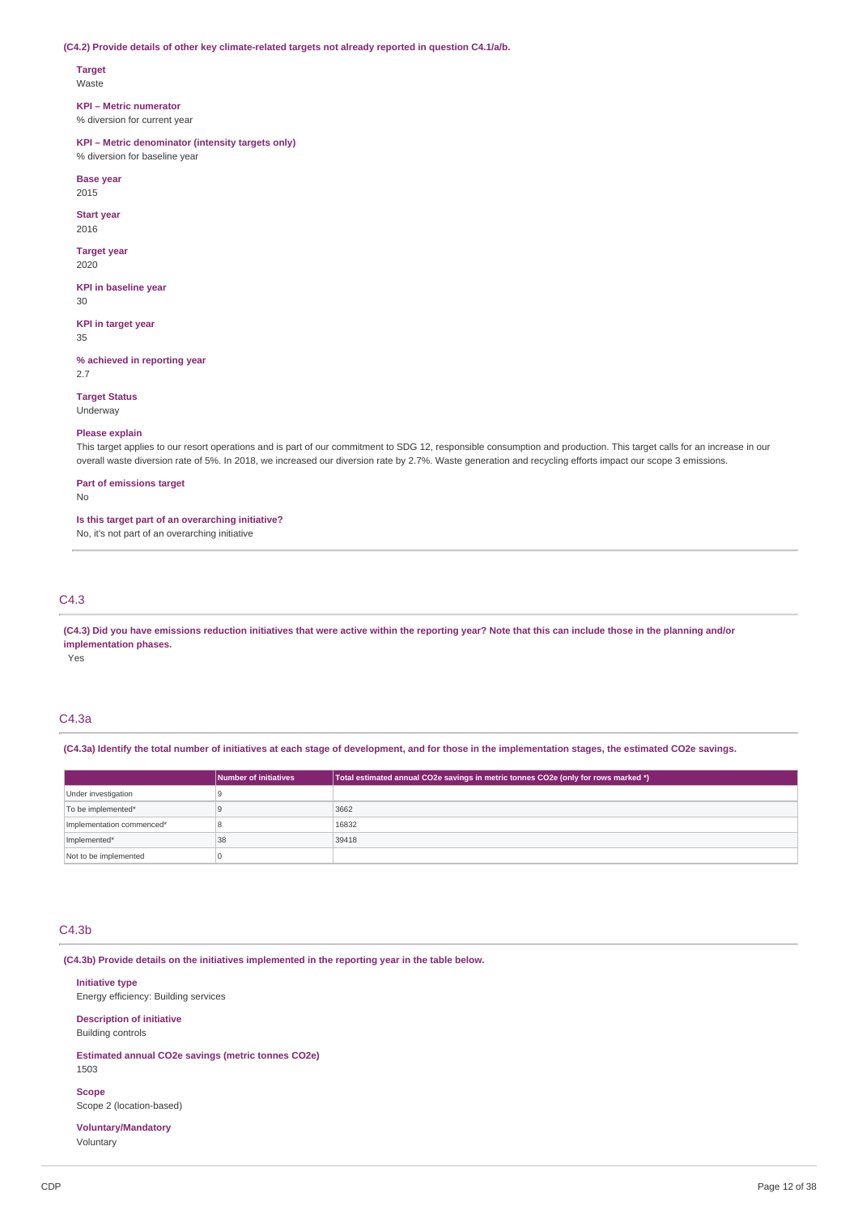**(C4.2) Provide details of other key climate-related targets not already reported in question C4.1/a/b.**

**Target**
Waste

**KPI – Metric numerator**
% diversion for current year

**KPI – Metric denominator (intensity targets only)**
% diversion for baseline year

**Base year**
2015

**Start year**
2016

**Target year**
2020

**KPI in baseline year**
30

**KPI in target year**
35

**% achieved in reporting year**
2.7

**Target Status**
Underway

**Please explain**
This target applies to our resort operations and is part of our commitment to SDG 12, responsible consumption and production. This target calls for an increase in our overall waste diversion rate of 5%. In 2018, we increased our diversion rate by 2.7%. Waste generation and recycling efforts impact our scope 3 emissions.

**Part of emissions target**
No

**Is this target part of an overarching initiative?**
No, it's not part of an overarching initiative

## C4.3

**(C4.3) Did you have emissions reduction initiatives that were active within the reporting year? Note that this can include those in the planning and/or implementation phases.**
Yes

## C4.3a

**(C4.3a) Identify the total number of initiatives at each stage of development, and for those in the implementation stages, the estimated CO2e savings.**

| | Number of initiatives | Total estimated annual CO2e savings in metric tonnes CO2e (only for rows marked *) |
|---|---|---|
| Under investigation | 9 | |
| To be implemented* | 9 | 3662 |
| Implementation commenced* | 8 | 16832 |
| Implemented* | 38 | 39418 |
| Not to be implemented | 0 | |

## C4.3b

**(C4.3b) Provide details on the initiatives implemented in the reporting year in the table below.**

**Initiative type**
Energy efficiency: Building services

**Description of initiative**
Building controls

**Estimated annual CO2e savings (metric tonnes CO2e)**
1503

**Scope**
Scope 2 (location-based)

**Voluntary/Mandatory**
Voluntary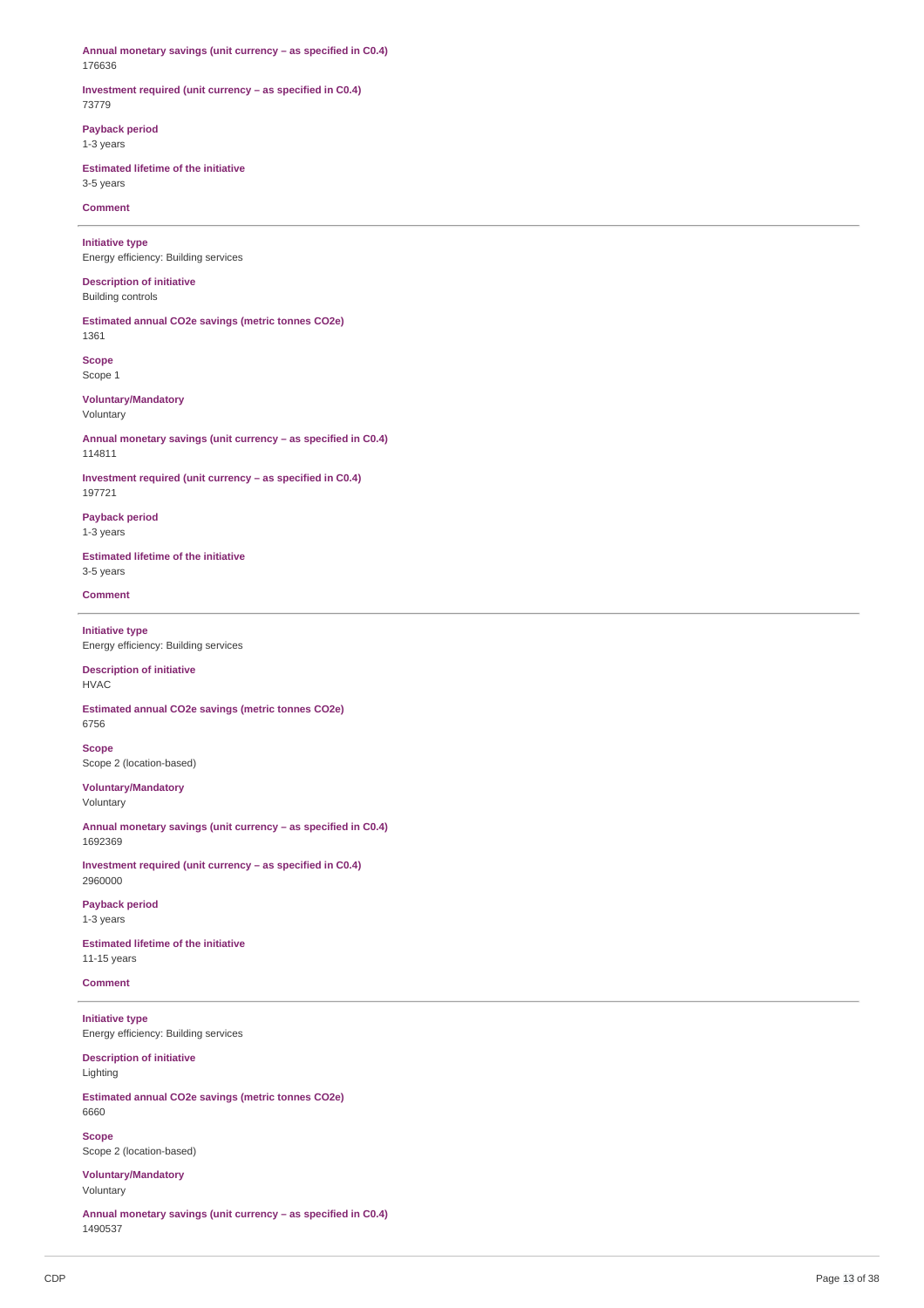**Annual monetary savings (unit currency – as specified in C0.4)**
176636

**Investment required (unit currency – as specified in C0.4)**
73779

**Payback period**
1-3 years

**Estimated lifetime of the initiative**
3-5 years

**Comment**

---

**Initiative type**
Energy efficiency: Building services

**Description of initiative**
Building controls

**Estimated annual CO2e savings (metric tonnes CO2e)**
1361

**Scope**
Scope 1

**Voluntary/Mandatory**
Voluntary

**Annual monetary savings (unit currency – as specified in C0.4)**
114811

**Investment required (unit currency – as specified in C0.4)**
197721

**Payback period**
1-3 years

**Estimated lifetime of the initiative**
3-5 years

**Comment**

---

**Initiative type**
Energy efficiency: Building services

**Description of initiative**
HVAC

**Estimated annual CO2e savings (metric tonnes CO2e)**
6756

**Scope**
Scope 2 (location-based)

**Voluntary/Mandatory**
Voluntary

**Annual monetary savings (unit currency – as specified in C0.4)**
1692369

**Investment required (unit currency – as specified in C0.4)**
2960000

**Payback period**
1-3 years

**Estimated lifetime of the initiative**
11-15 years

**Comment**

---

**Initiative type**
Energy efficiency: Building services

**Description of initiative**
Lighting

**Estimated annual CO2e savings (metric tonnes CO2e)**
6660

**Scope**
Scope 2 (location-based)

**Voluntary/Mandatory**
Voluntary

**Annual monetary savings (unit currency – as specified in C0.4)**
1490537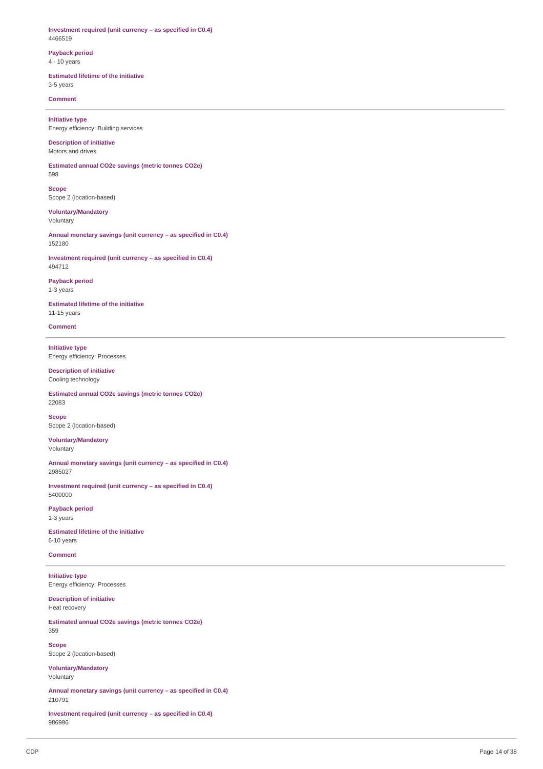**Investment required (unit currency – as specified in C0.4)**
4466519

**Payback period**
4 - 10 years

**Estimated lifetime of the initiative**
3-5 years

**Comment**

---

**Initiative type**
Energy efficiency: Building services

**Description of initiative**
Motors and drives

**Estimated annual CO2e savings (metric tonnes CO2e)**
598

**Scope**
Scope 2 (location-based)

**Voluntary/Mandatory**
Voluntary

**Annual monetary savings (unit currency – as specified in C0.4)**
152180

**Investment required (unit currency – as specified in C0.4)**
494712

**Payback period**
1-3 years

**Estimated lifetime of the initiative**
11-15 years

**Comment**

---

**Initiative type**
Energy efficiency: Processes

**Description of initiative**
Cooling technology

**Estimated annual CO2e savings (metric tonnes CO2e)**
22083

**Scope**
Scope 2 (location-based)

**Voluntary/Mandatory**
Voluntary

**Annual monetary savings (unit currency – as specified in C0.4)**
2985027

**Investment required (unit currency – as specified in C0.4)**
5400000

**Payback period**
1-3 years

**Estimated lifetime of the initiative**
6-10 years

**Comment**

---

**Initiative type**
Energy efficiency: Processes

**Description of initiative**
Heat recovery

**Estimated annual CO2e savings (metric tonnes CO2e)**
359

**Scope**
Scope 2 (location-based)

**Voluntary/Mandatory**
Voluntary

**Annual monetary savings (unit currency – as specified in C0.4)**
210791

**Investment required (unit currency – as specified in C0.4)**
986996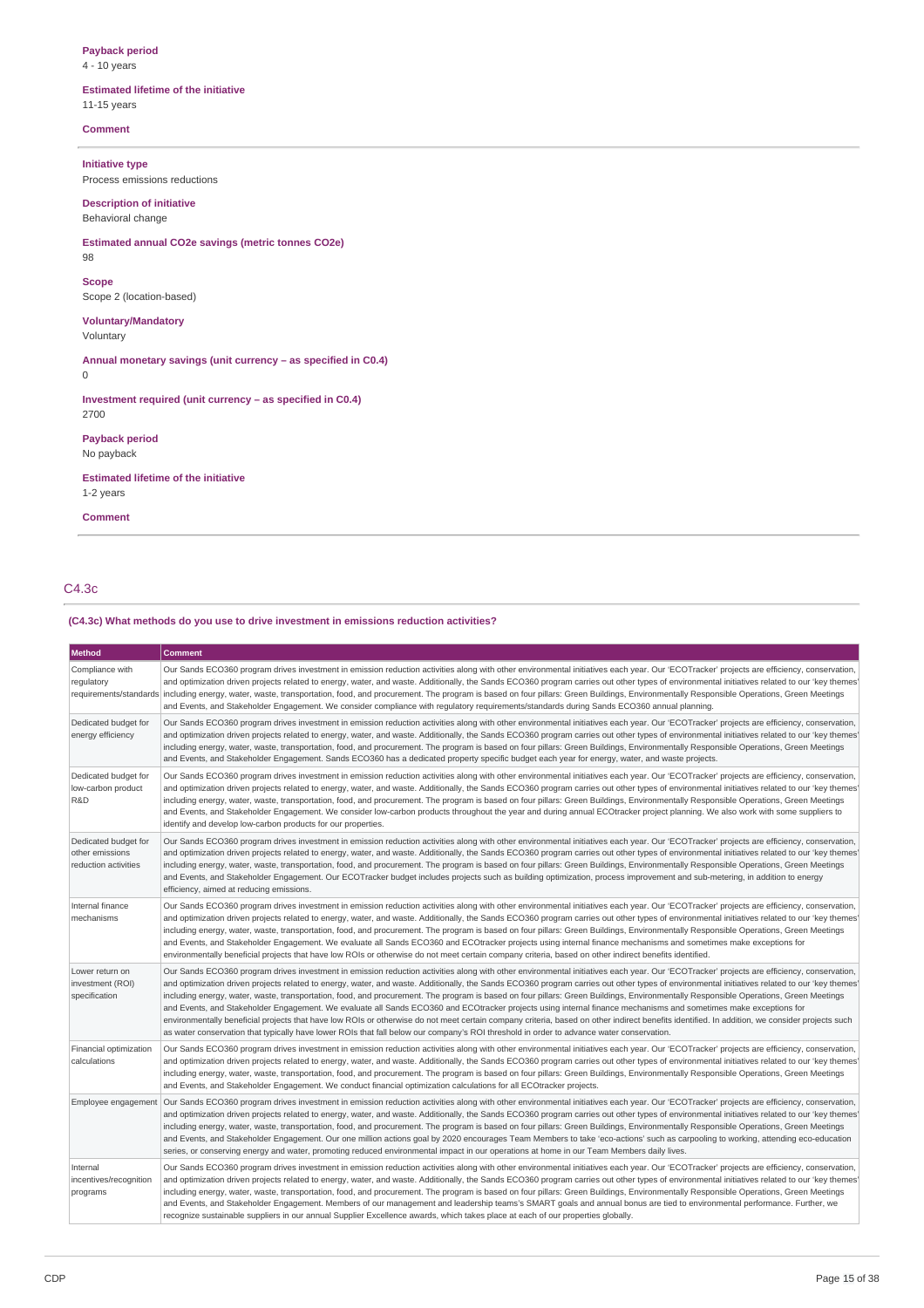**Payback period**
4 - 10 years

**Estimated lifetime of the initiative**
11-15 years

**Comment**

---

**Initiative type**
Process emissions reductions

**Description of initiative**
Behavioral change

**Estimated annual CO2e savings (metric tonnes CO2e)**
98

**Scope**
Scope 2 (location-based)

**Voluntary/Mandatory**
Voluntary

**Annual monetary savings (unit currency – as specified in C0.4)**
0

**Investment required (unit currency – as specified in C0.4)**
2700

**Payback period**
No payback

**Estimated lifetime of the initiative**
1-2 years

**Comment**

---

## C4.3c

**(C4.3c) What methods do you use to drive investment in emissions reduction activities?**

| Method | Comment |
|---|---|
| Compliance with regulatory requirements/standards | Our Sands ECO360 program drives investment in emission reduction activities along with other environmental initiatives each year. Our 'ECOTracker' projects are efficiency, conservation, and optimization driven projects related to energy, water, and waste. Additionally, the Sands ECO360 program carries out other types of environmental initiatives related to our 'key themes' including energy, water, waste, transportation, food, and procurement. The program is based on four pillars: Green Buildings, Environmentally Responsible Operations, Green Meetings and Events, and Stakeholder Engagement. We consider compliance with regulatory requirements/standards during Sands ECO360 annual planning. |
| Dedicated budget for energy efficiency | Our Sands ECO360 program drives investment in emission reduction activities along with other environmental initiatives each year. Our 'ECOTracker' projects are efficiency, conservation, and optimization driven projects related to energy, water, and waste. Additionally, the Sands ECO360 program carries out other types of environmental initiatives related to our 'key themes' including energy, water, waste, transportation, food, and procurement. The program is based on four pillars: Green Buildings, Environmentally Responsible Operations, Green Meetings and Events, and Stakeholder Engagement. Sands ECO360 has a dedicated property specific budget each year for energy, water, and waste projects. |
| Dedicated budget for low-carbon product R&D | Our Sands ECO360 program drives investment in emission reduction activities along with other environmental initiatives each year. Our 'ECOTracker' projects are efficiency, conservation, and optimization driven projects related to energy, water, and waste. Additionally, the Sands ECO360 program carries out other types of environmental initiatives related to our 'key themes' including energy, water, waste, transportation, food, and procurement. The program is based on four pillars: Green Buildings, Environmentally Responsible Operations, Green Meetings and Events, and Stakeholder Engagement. We consider low-carbon products throughout the year and during annual ECOtracker project planning. We also work with some suppliers to identify and develop low-carbon products for our properties. |
| Dedicated budget for other emissions reduction activities | Our Sands ECO360 program drives investment in emission reduction activities along with other environmental initiatives each year. Our 'ECOTracker' projects are efficiency, conservation, and optimization driven projects related to energy, water, and waste. Additionally, the Sands ECO360 program carries out other types of environmental initiatives related to our 'key themes' including energy, water, waste, transportation, food, and procurement. The program is based on four pillars: Green Buildings, Environmentally Responsible Operations, Green Meetings and Events, and Stakeholder Engagement. Our ECOTracker budget includes projects such as building optimization, process improvement and sub-metering, in addition to energy efficiency, aimed at reducing emissions. |
| Internal finance mechanisms | Our Sands ECO360 program drives investment in emission reduction activities along with other environmental initiatives each year. Our 'ECOTracker' projects are efficiency, conservation, and optimization driven projects related to energy, water, and waste. Additionally, the Sands ECO360 program carries out other types of environmental initiatives related to our 'key themes' including energy, water, waste, transportation, food, and procurement. The program is based on four pillars: Green Buildings, Environmentally Responsible Operations, Green Meetings and Events, and Stakeholder Engagement. We evaluate all Sands ECO360 and ECOtracker projects using internal finance mechanisms and sometimes make exceptions for environmentally beneficial projects that have low ROIs or otherwise do not meet certain company criteria, based on other indirect benefits identified. |
| Lower return on investment (ROI) specification | Our Sands ECO360 program drives investment in emission reduction activities along with other environmental initiatives each year. Our 'ECOTracker' projects are efficiency, conservation, and optimization driven projects related to energy, water, and waste. Additionally, the Sands ECO360 program carries out other types of environmental initiatives related to our 'key themes' including energy, water, waste, transportation, food, and procurement. The program is based on four pillars: Green Buildings, Environmentally Responsible Operations, Green Meetings and Events, and Stakeholder Engagement. We evaluate all Sands ECO360 and ECOtracker projects using internal finance mechanisms and sometimes make exceptions for environmentally beneficial projects that have low ROIs or otherwise do not meet certain company criteria, based on other indirect benefits identified. In addition, we consider projects such as water conservation that typically have lower ROIs that fall below our company's ROI threshold in order to advance water conservation. |
| Financial optimization calculations | Our Sands ECO360 program drives investment in emission reduction activities along with other environmental initiatives each year. Our 'ECOTracker' projects are efficiency, conservation, and optimization driven projects related to energy, water, and waste. Additionally, the Sands ECO360 program carries out other types of environmental initiatives related to our 'key themes' including energy, water, waste, transportation, food, and procurement. The program is based on four pillars: Green Buildings, Environmentally Responsible Operations, Green Meetings and Events, and Stakeholder Engagement. We conduct financial optimization calculations for all ECOtracker projects. |
| Employee engagement | Our Sands ECO360 program drives investment in emission reduction activities along with other environmental initiatives each year. Our 'ECOTracker' projects are efficiency, conservation, and optimization driven projects related to energy, water, and waste. Additionally, the Sands ECO360 program carries out other types of environmental initiatives related to our 'key themes' including energy, water, waste, transportation, food, and procurement. The program is based on four pillars: Green Buildings, Environmentally Responsible Operations, Green Meetings and Events, and Stakeholder Engagement. Our one million actions goal by 2020 encourages Team Members to take 'eco-actions' such as carpooling to working, attending eco-education series, or conserving energy and water, promoting reduced environmental impact in our operations at home in our Team Members daily lives. |
| Internal incentives/recognition programs | Our Sands ECO360 program drives investment in emission reduction activities along with other environmental initiatives each year. Our 'ECOTracker' projects are efficiency, conservation, and optimization driven projects related to energy, water, and waste. Additionally, the Sands ECO360 program carries out other types of environmental initiatives related to our 'key themes' including energy, water, waste, transportation, food, and procurement. The program is based on four pillars: Green Buildings, Environmentally Responsible Operations, Green Meetings and Events, and Stakeholder Engagement. Members of our management and leadership teams's SMART goals and annual bonus are tied to environmental performance. Further, we recognize sustainable suppliers in our annual Supplier Excellence awards, which takes place at each of our properties globally. |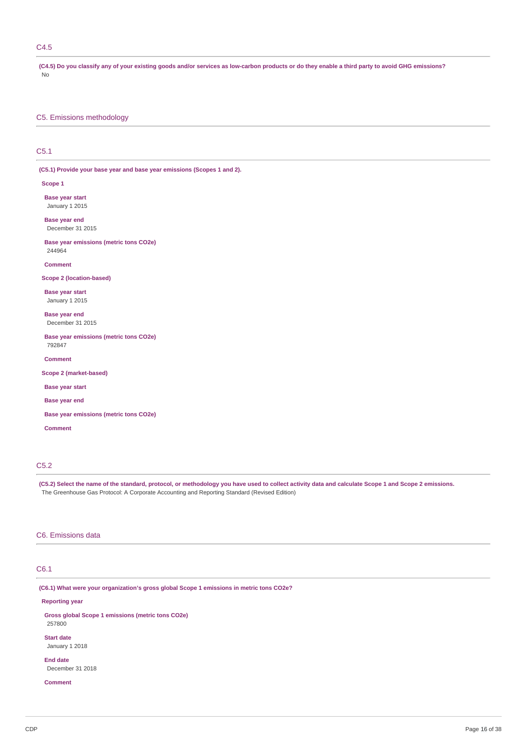## C4.5

**(C4.5) Do you classify any of your existing goods and/or services as low-carbon products or do they enable a third party to avoid GHG emissions?**

No

# C5. Emissions methodology

## C5.1

**(C5.1) Provide your base year and base year emissions (Scopes 1 and 2).**

**Scope 1**

**Base year start**

January 1 2015

**Base year end**

December 31 2015

**Base year emissions (metric tons CO2e)**

244964

**Comment**

**Scope 2 (location-based)**

**Base year start**

January 1 2015

**Base year end**

December 31 2015

**Base year emissions (metric tons CO2e)**

792847

**Comment**

**Scope 2 (market-based)**

**Base year start**

**Base year end**

**Base year emissions (metric tons CO2e)**

**Comment**

## C5.2

**(C5.2) Select the name of the standard, protocol, or methodology you have used to collect activity data and calculate Scope 1 and Scope 2 emissions.**

The Greenhouse Gas Protocol: A Corporate Accounting and Reporting Standard (Revised Edition)

# C6. Emissions data

## C6.1

**(C6.1) What were your organization's gross global Scope 1 emissions in metric tons CO2e?**

**Reporting year**

**Gross global Scope 1 emissions (metric tons CO2e)**

257800

**Start date**

January 1 2018

**End date**

December 31 2018

**Comment**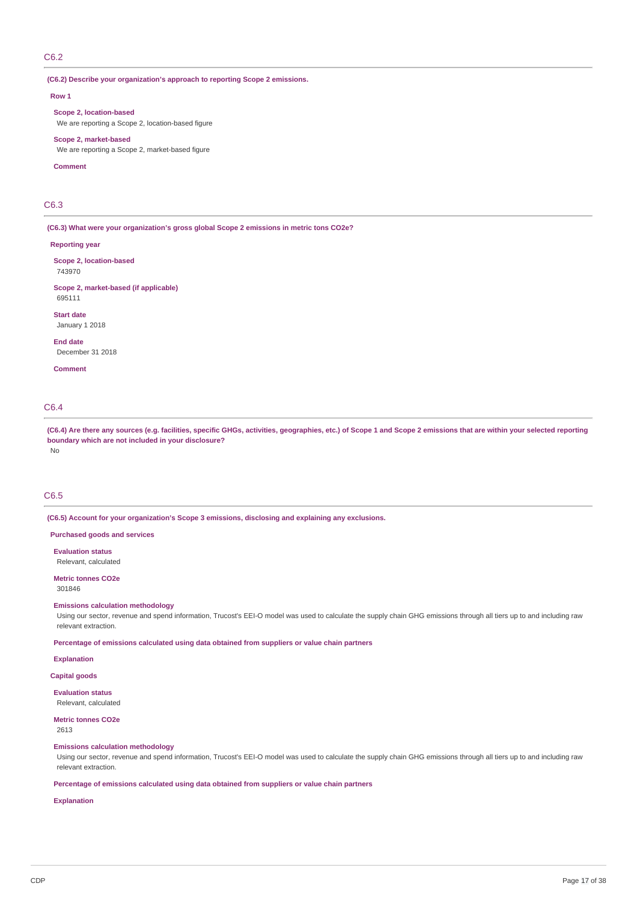## C6.2

**(C6.2) Describe your organization's approach to reporting Scope 2 emissions.**

**Row 1**

**Scope 2, location-based**
We are reporting a Scope 2, location-based figure

**Scope 2, market-based**
We are reporting a Scope 2, market-based figure

**Comment**

## C6.3

**(C6.3) What were your organization's gross global Scope 2 emissions in metric tons CO2e?**

**Reporting year**

**Scope 2, location-based**
743970

**Scope 2, market-based (if applicable)**
695111

**Start date**
January 1 2018

**End date**
December 31 2018

**Comment**

## C6.4

**(C6.4) Are there any sources (e.g. facilities, specific GHGs, activities, geographies, etc.) of Scope 1 and Scope 2 emissions that are within your selected reporting boundary which are not included in your disclosure?**
No

## C6.5

**(C6.5) Account for your organization's Scope 3 emissions, disclosing and explaining any exclusions.**

**Purchased goods and services**

**Evaluation status**
Relevant, calculated

**Metric tonnes CO2e**
301846

**Emissions calculation methodology**
Using our sector, revenue and spend information, Trucost's EEI-O model was used to calculate the supply chain GHG emissions through all tiers up to and including raw relevant extraction.

**Percentage of emissions calculated using data obtained from suppliers or value chain partners**

**Explanation**

**Capital goods**

**Evaluation status**
Relevant, calculated

**Metric tonnes CO2e**
2613

**Emissions calculation methodology**
Using our sector, revenue and spend information, Trucost's EEI-O model was used to calculate the supply chain GHG emissions through all tiers up to and including raw relevant extraction.

**Percentage of emissions calculated using data obtained from suppliers or value chain partners**

**Explanation**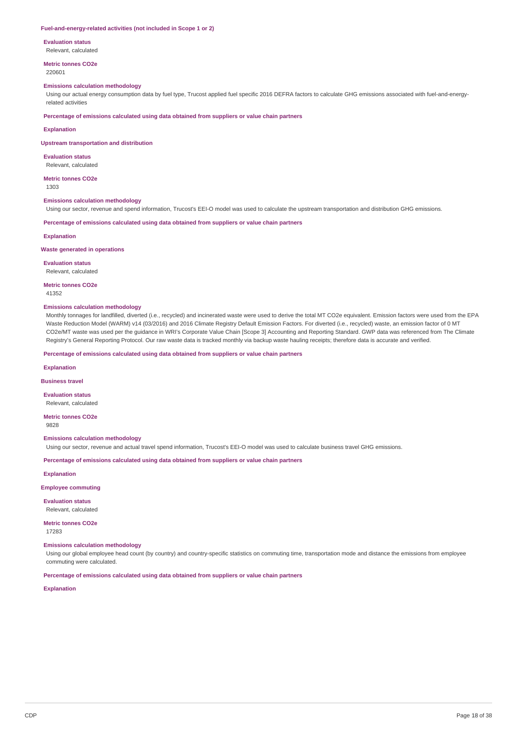### Fuel-and-energy-related activities (not included in Scope 1 or 2)

**Evaluation status**

Relevant, calculated

**Metric tonnes CO2e**

220601

**Emissions calculation methodology**

Using our actual energy consumption data by fuel type, Trucost applied fuel specific 2016 DEFRA factors to calculate GHG emissions associated with fuel-and-energy-related activities

**Percentage of emissions calculated using data obtained from suppliers or value chain partners**

**Explanation**

### Upstream transportation and distribution

**Evaluation status**

Relevant, calculated

**Metric tonnes CO2e**

1303

**Emissions calculation methodology**

Using our sector, revenue and spend information, Trucost's EEI-O model was used to calculate the upstream transportation and distribution GHG emissions.

**Percentage of emissions calculated using data obtained from suppliers or value chain partners**

**Explanation**

### Waste generated in operations

**Evaluation status**

Relevant, calculated

**Metric tonnes CO2e**

41352

**Emissions calculation methodology**

Monthly tonnages for landfilled, diverted (i.e., recycled) and incinerated waste were used to derive the total MT CO2e equivalent. Emission factors were used from the EPA Waste Reduction Model (WARM) v14 (03/2016) and 2016 Climate Registry Default Emission Factors. For diverted (i.e., recycled) waste, an emission factor of 0 MT CO2e/MT waste was used per the guidance in WRI's Corporate Value Chain [Scope 3] Accounting and Reporting Standard. GWP data was referenced from The Climate Registry's General Reporting Protocol. Our raw waste data is tracked monthly via backup waste hauling receipts; therefore data is accurate and verified.

**Percentage of emissions calculated using data obtained from suppliers or value chain partners**

**Explanation**

### Business travel

**Evaluation status**

Relevant, calculated

**Metric tonnes CO2e**

9828

**Emissions calculation methodology**

Using our sector, revenue and actual travel spend information, Trucost's EEI-O model was used to calculate business travel GHG emissions.

**Percentage of emissions calculated using data obtained from suppliers or value chain partners**

**Explanation**

### Employee commuting

**Evaluation status**

Relevant, calculated

**Metric tonnes CO2e**

17283

**Emissions calculation methodology**

Using our global employee head count (by country) and country-specific statistics on commuting time, transportation mode and distance the emissions from employee commuting were calculated.

**Percentage of emissions calculated using data obtained from suppliers or value chain partners**

**Explanation**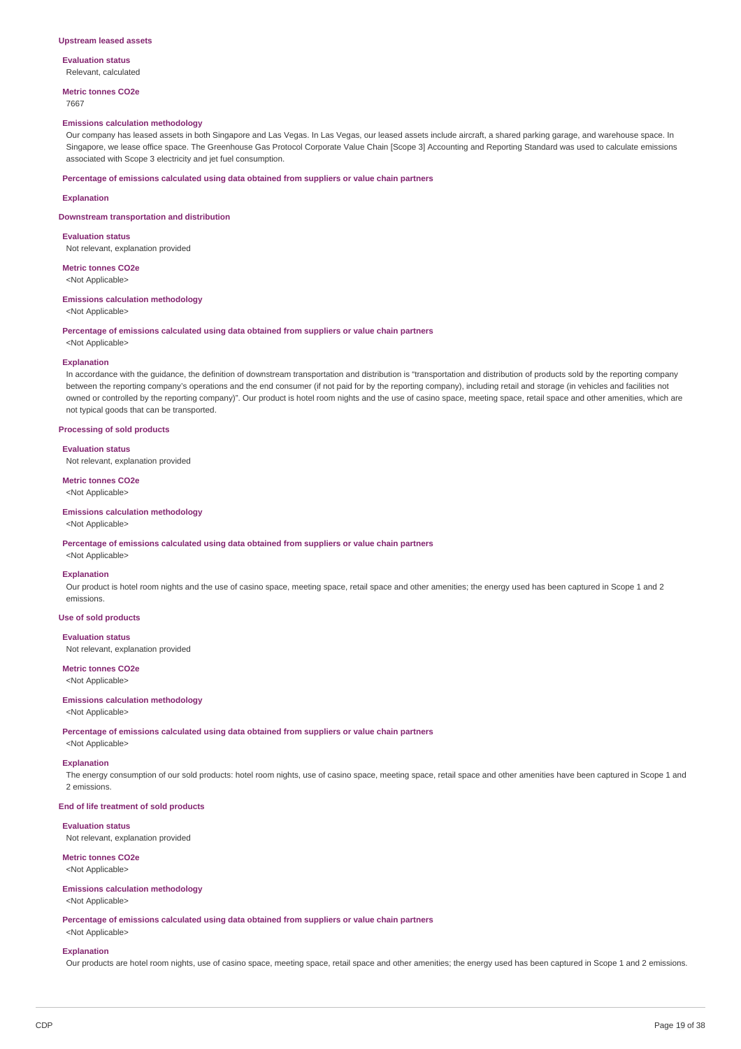### Upstream leased assets

**Evaluation status**

Relevant, calculated

**Metric tonnes CO2e**

7667

**Emissions calculation methodology**

Our company has leased assets in both Singapore and Las Vegas. In Las Vegas, our leased assets include aircraft, a shared parking garage, and warehouse space. In Singapore, we lease office space. The Greenhouse Gas Protocol Corporate Value Chain [Scope 3] Accounting and Reporting Standard was used to calculate emissions associated with Scope 3 electricity and jet fuel consumption.

**Percentage of emissions calculated using data obtained from suppliers or value chain partners**

**Explanation**

### Downstream transportation and distribution

**Evaluation status**

Not relevant, explanation provided

**Metric tonnes CO2e**

<Not Applicable>

**Emissions calculation methodology**

<Not Applicable>

**Percentage of emissions calculated using data obtained from suppliers or value chain partners**

<Not Applicable>

**Explanation**

In accordance with the guidance, the definition of downstream transportation and distribution is "transportation and distribution of products sold by the reporting company between the reporting company's operations and the end consumer (if not paid for by the reporting company), including retail and storage (in vehicles and facilities not owned or controlled by the reporting company)". Our product is hotel room nights and the use of casino space, meeting space, retail space and other amenities, which are not typical goods that can be transported.

### Processing of sold products

**Evaluation status**

Not relevant, explanation provided

**Metric tonnes CO2e**

<Not Applicable>

**Emissions calculation methodology**

<Not Applicable>

**Percentage of emissions calculated using data obtained from suppliers or value chain partners**

<Not Applicable>

**Explanation**

Our product is hotel room nights and the use of casino space, meeting space, retail space and other amenities; the energy used has been captured in Scope 1 and 2 emissions.

### Use of sold products

**Evaluation status**

Not relevant, explanation provided

**Metric tonnes CO2e**

<Not Applicable>

**Emissions calculation methodology**

<Not Applicable>

**Percentage of emissions calculated using data obtained from suppliers or value chain partners**

<Not Applicable>

**Explanation**

The energy consumption of our sold products: hotel room nights, use of casino space, meeting space, retail space and other amenities have been captured in Scope 1 and 2 emissions.

### End of life treatment of sold products

**Evaluation status**

Not relevant, explanation provided

**Metric tonnes CO2e**

<Not Applicable>

**Emissions calculation methodology**

<Not Applicable>

**Percentage of emissions calculated using data obtained from suppliers or value chain partners**

<Not Applicable>

**Explanation**

Our products are hotel room nights, use of casino space, meeting space, retail space and other amenities; the energy used has been captured in Scope 1 and 2 emissions.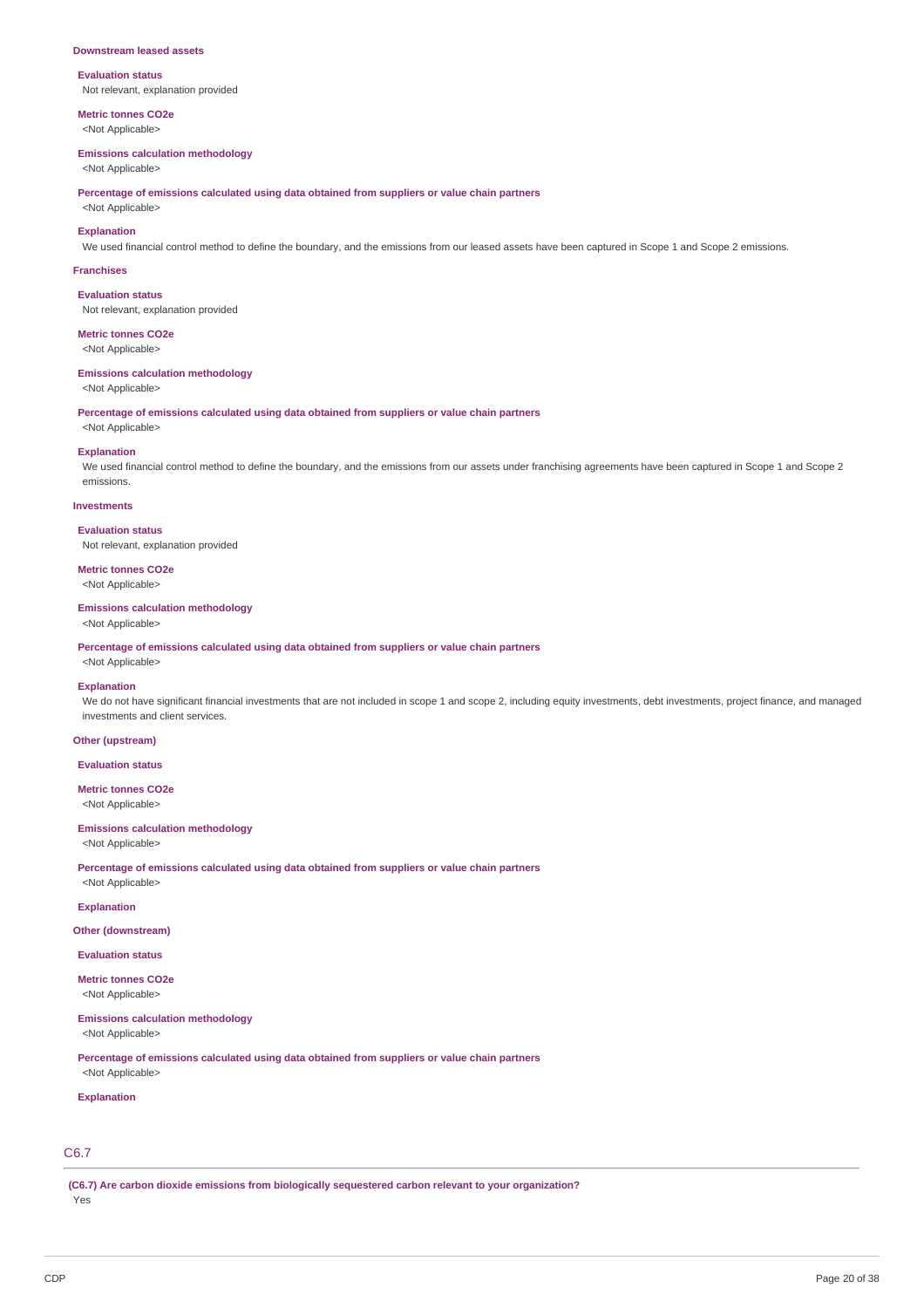### Downstream leased assets

**Evaluation status**
Not relevant, explanation provided

**Metric tonnes CO2e**
<Not Applicable>

**Emissions calculation methodology**
<Not Applicable>

**Percentage of emissions calculated using data obtained from suppliers or value chain partners**
<Not Applicable>

**Explanation**
We used financial control method to define the boundary, and the emissions from our leased assets have been captured in Scope 1 and Scope 2 emissions.

### Franchises

**Evaluation status**
Not relevant, explanation provided

**Metric tonnes CO2e**
<Not Applicable>

**Emissions calculation methodology**
<Not Applicable>

**Percentage of emissions calculated using data obtained from suppliers or value chain partners**
<Not Applicable>

**Explanation**
We used financial control method to define the boundary, and the emissions from our assets under franchising agreements have been captured in Scope 1 and Scope 2 emissions.

### Investments

**Evaluation status**
Not relevant, explanation provided

**Metric tonnes CO2e**
<Not Applicable>

**Emissions calculation methodology**
<Not Applicable>

**Percentage of emissions calculated using data obtained from suppliers or value chain partners**
<Not Applicable>

**Explanation**
We do not have significant financial investments that are not included in scope 1 and scope 2, including equity investments, debt investments, project finance, and managed investments and client services.

### Other (upstream)

**Evaluation status**

**Metric tonnes CO2e**
<Not Applicable>

**Emissions calculation methodology**
<Not Applicable>

**Percentage of emissions calculated using data obtained from suppliers or value chain partners**
<Not Applicable>

**Explanation**

### Other (downstream)

**Evaluation status**

**Metric tonnes CO2e**
<Not Applicable>

**Emissions calculation methodology**
<Not Applicable>

**Percentage of emissions calculated using data obtained from suppliers or value chain partners**
<Not Applicable>

**Explanation**

## C6.7

**(C6.7) Are carbon dioxide emissions from biologically sequestered carbon relevant to your organization?**
Yes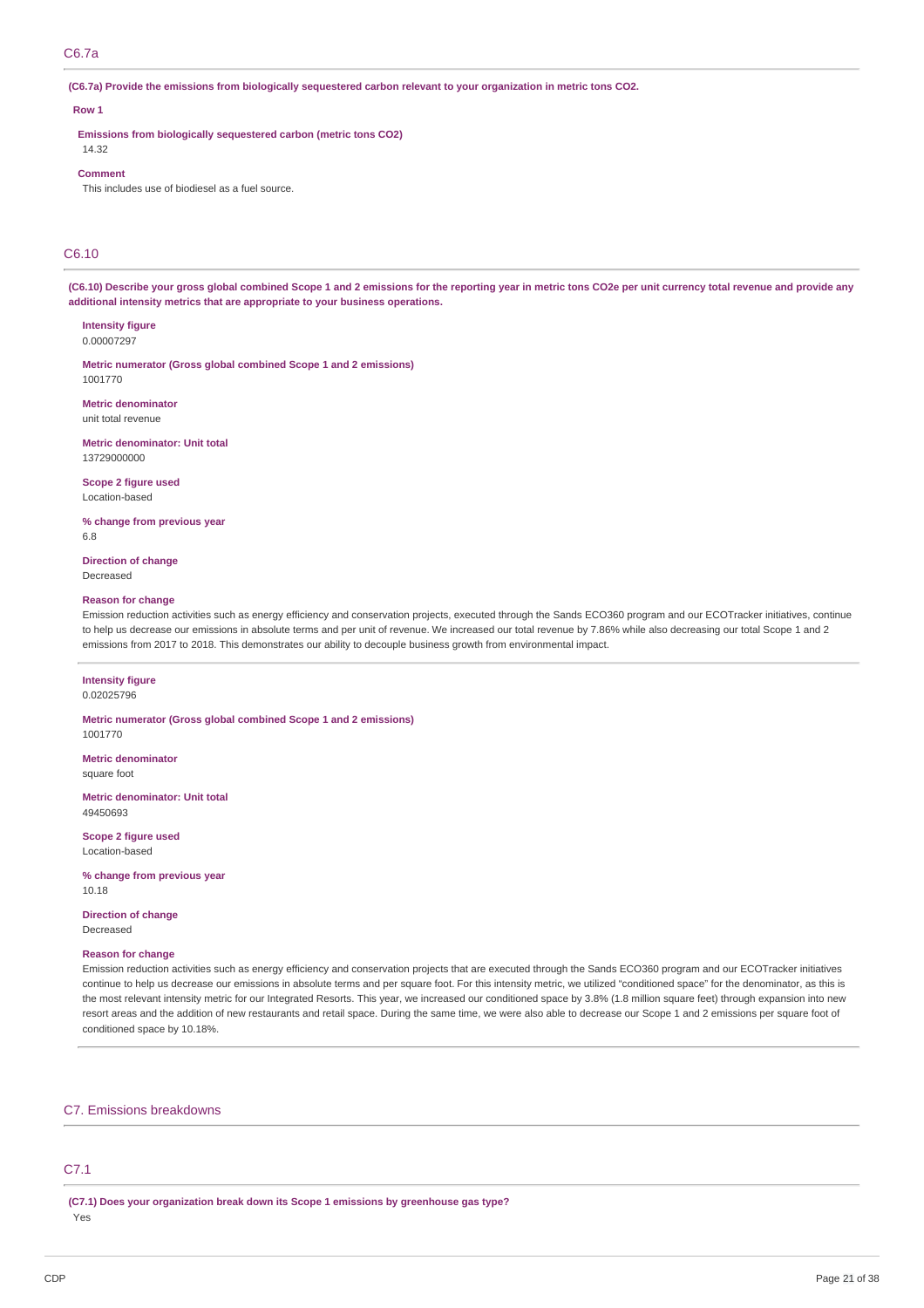## C6.7a

**(C6.7a) Provide the emissions from biologically sequestered carbon relevant to your organization in metric tons CO2.**

**Row 1**

**Emissions from biologically sequestered carbon (metric tons CO2)**
14.32

**Comment**
This includes use of biodiesel as a fuel source.

## C6.10

**(C6.10) Describe your gross global combined Scope 1 and 2 emissions for the reporting year in metric tons CO2e per unit currency total revenue and provide any additional intensity metrics that are appropriate to your business operations.**

**Intensity figure**
0.00007297

**Metric numerator (Gross global combined Scope 1 and 2 emissions)**
1001770

**Metric denominator**
unit total revenue

**Metric denominator: Unit total**
13729000000

**Scope 2 figure used**
Location-based

**% change from previous year**
6.8

**Direction of change**
Decreased

**Reason for change**
Emission reduction activities such as energy efficiency and conservation projects, executed through the Sands ECO360 program and our ECOTracker initiatives, continue to help us decrease our emissions in absolute terms and per unit of revenue. We increased our total revenue by 7.86% while also decreasing our total Scope 1 and 2 emissions from 2017 to 2018. This demonstrates our ability to decouple business growth from environmental impact.

---

**Intensity figure**
0.02025796

**Metric numerator (Gross global combined Scope 1 and 2 emissions)**
1001770

**Metric denominator**
square foot

**Metric denominator: Unit total**
49450693

**Scope 2 figure used**
Location-based

**% change from previous year**
10.18

**Direction of change**
Decreased

**Reason for change**
Emission reduction activities such as energy efficiency and conservation projects that are executed through the Sands ECO360 program and our ECOTracker initiatives continue to help us decrease our emissions in absolute terms and per square foot. For this intensity metric, we utilized "conditioned space" for the denominator, as this is the most relevant intensity metric for our Integrated Resorts. This year, we increased our conditioned space by 3.8% (1.8 million square feet) through expansion into new resort areas and the addition of new restaurants and retail space. During the same time, we were also able to decrease our Scope 1 and 2 emissions per square foot of conditioned space by 10.18%.

# C7. Emissions breakdowns

## C7.1

**(C7.1) Does your organization break down its Scope 1 emissions by greenhouse gas type?**
Yes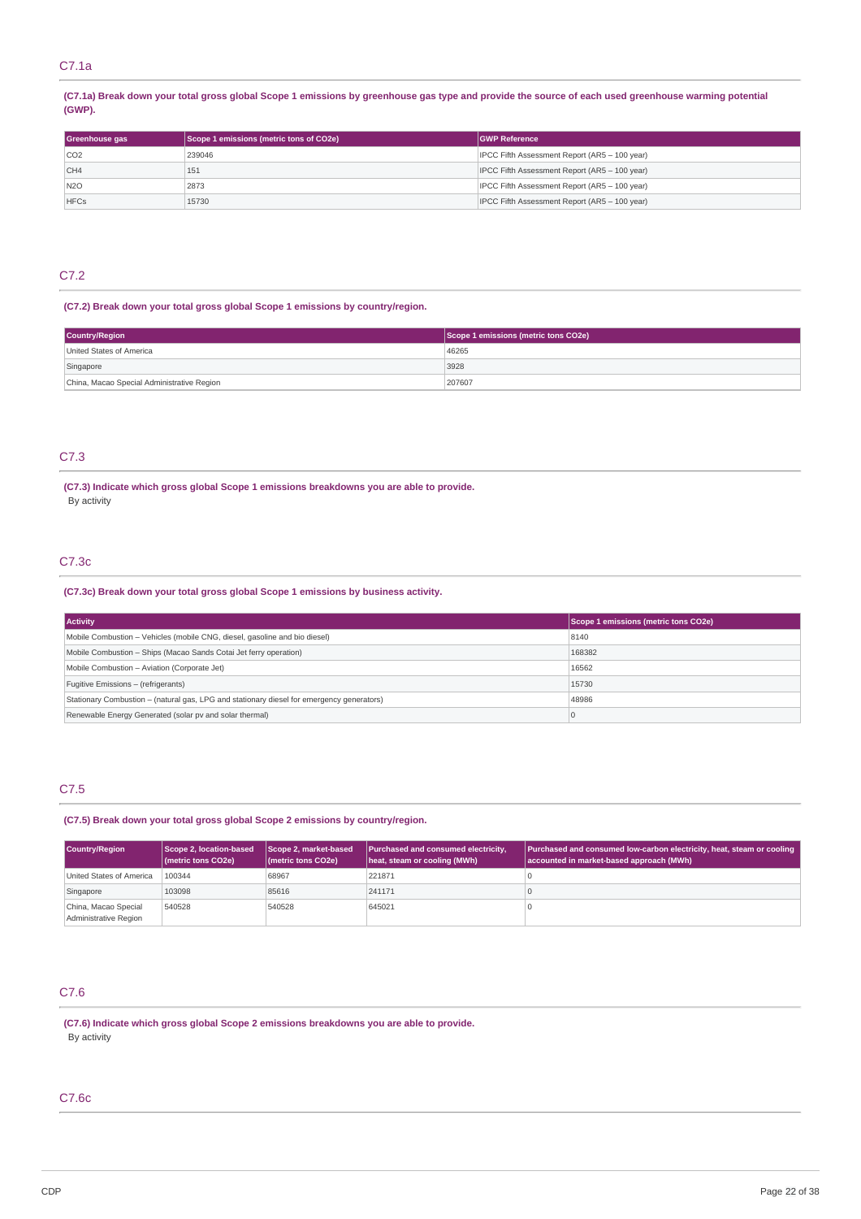## C7.1a

**(C7.1a) Break down your total gross global Scope 1 emissions by greenhouse gas type and provide the source of each used greenhouse warming potential (GWP).**

| Greenhouse gas | Scope 1 emissions (metric tons of CO2e) | GWP Reference |
|---|---|---|
| CO2 | 239046 | IPCC Fifth Assessment Report (AR5 – 100 year) |
| CH4 | 151 | IPCC Fifth Assessment Report (AR5 – 100 year) |
| N2O | 2873 | IPCC Fifth Assessment Report (AR5 – 100 year) |
| HFCs | 15730 | IPCC Fifth Assessment Report (AR5 – 100 year) |

## C7.2

**(C7.2) Break down your total gross global Scope 1 emissions by country/region.**

| Country/Region | Scope 1 emissions (metric tons CO2e) |
|---|---|
| United States of America | 46265 |
| Singapore | 3928 |
| China, Macao Special Administrative Region | 207607 |

## C7.3

**(C7.3) Indicate which gross global Scope 1 emissions breakdowns you are able to provide.**

By activity

## C7.3c

**(C7.3c) Break down your total gross global Scope 1 emissions by business activity.**

| Activity | Scope 1 emissions (metric tons CO2e) |
|---|---|
| Mobile Combustion – Vehicles (mobile CNG, diesel, gasoline and bio diesel) | 8140 |
| Mobile Combustion – Ships (Macao Sands Cotai Jet ferry operation) | 168382 |
| Mobile Combustion – Aviation (Corporate Jet) | 16562 |
| Fugitive Emissions – (refrigerants) | 15730 |
| Stationary Combustion – (natural gas, LPG and stationary diesel for emergency generators) | 48986 |
| Renewable Energy Generated (solar pv and solar thermal) | 0 |

## C7.5

**(C7.5) Break down your total gross global Scope 2 emissions by country/region.**

| Country/Region | Scope 2, location-based (metric tons CO2e) | Scope 2, market-based (metric tons CO2e) | Purchased and consumed electricity, heat, steam or cooling (MWh) | Purchased and consumed low-carbon electricity, heat, steam or cooling accounted in market-based approach (MWh) |
|---|---|---|---|---|
| United States of America | 100344 | 68967 | 221871 | 0 |
| Singapore | 103098 | 85616 | 241171 | 0 |
| China, Macao Special Administrative Region | 540528 | 540528 | 645021 | 0 |

## C7.6

**(C7.6) Indicate which gross global Scope 2 emissions breakdowns you are able to provide.**

By activity

## C7.6c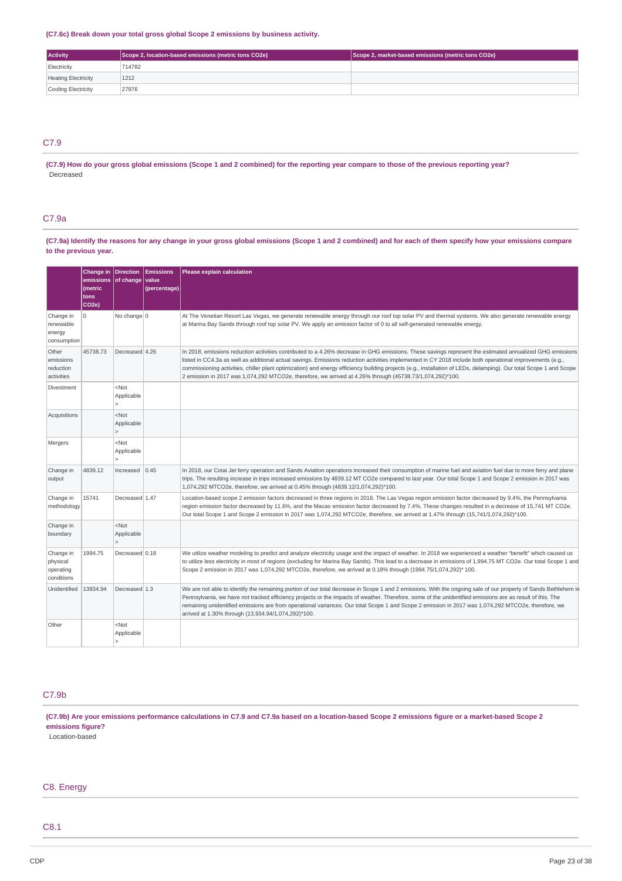**(C7.6c) Break down your total gross global Scope 2 emissions by business activity.**

| Activity | Scope 2, location-based emissions (metric tons CO2e) | Scope 2, market-based emissions (metric tons CO2e) |
|---|---|---|
| Electricity | 714782 | |
| Heating Electricity | 1212 | |
| Cooling Electricity | 27976 | |

## C7.9

**(C7.9) How do your gross global emissions (Scope 1 and 2 combined) for the reporting year compare to those of the previous reporting year?**

Decreased

## C7.9a

**(C7.9a) Identify the reasons for any change in your gross global emissions (Scope 1 and 2 combined) and for each of them specify how your emissions compare to the previous year.**

| | Change in emissions (metric tons CO2e) | Direction of change | Emissions value (percentage) | Please explain calculation |
|---|---|---|---|---|
| Change in renewable energy consumption | 0 | No change | 0 | At The Venetian Resort Las Vegas, we generate renewable energy through our roof top solar PV and thermal systems. We also generate renewable energy at Marina Bay Sands through roof top solar PV. We apply an emission factor of 0 to all self-generated renewable energy. |
| Other emissions reduction activities | 45738.73 | Decreased | 4.26 | In 2018, emissions reduction activities contributed to a 4.26% decrease in GHG emissions. These savings represent the estimated annualized GHG emissions listed in CC4.3a as well as additional actual savings. Emissions reduction activities implemented in CY 2018 include both operational improvements (e.g., commissioning activities, chiller plant optimization) and energy efficiency building projects (e.g., installation of LEDs, delamping). Our total Scope 1 and Scope 2 emission in 2017 was 1,074,292 MTCO2e, therefore, we arrived at 4.26% through (45738.73/1,074,292)*100. |
| Divestment | | <Not Applicable> | | |
| Acquisitions | | <Not Applicable> | | |
| Mergers | | <Not Applicable> | | |
| Change in output | 4839.12 | Increased | 0.45 | In 2018, our Cotai Jet ferry operation and Sands Aviation operations increased their consumption of marine fuel and aviation fuel due to more ferry and plane trips. The resulting increase in trips increased emissions by 4839.12 MT CO2e compared to last year. Our total Scope 1 and Scope 2 emission in 2017 was 1,074,292 MTCO2e, therefore, we arrived at 0.45% through (4839.12/1,074,292)*100. |
| Change in methodology | 15741 | Decreased | 1.47 | Location-based scope 2 emission factors decreased in three regions in 2018. The Las Vegas region emission factor decreased by 9.4%, the Pennsylvania region emission factor decreased by 11.6%, and the Macao emission factor decreased by 7.4%. These changes resulted in a decrease of 15,741 MT CO2e. Our total Scope 1 and Scope 2 emission in 2017 was 1,074,292 MTCO2e, therefore, we arrived at 1.47% through (15,741/1,074,292)*100. |
| Change in boundary | | <Not Applicable> | | |
| Change in physical operating conditions | 1994.75 | Decreased | 0.18 | We utilize weather modeling to predict and analyze electricity usage and the impact of weather. In 2018 we experienced a weather "benefit" which caused us to utilize less electricity in most of regions (excluding for Marina Bay Sands). This lead to a decrease in emissions of 1,994.75 MT CO2e. Our total Scope 1 and Scope 2 emission in 2017 was 1,074,292 MTCO2e, therefore, we arrived at 0.18% through (1994.75/1,074,292)* 100. |
| Unidentified | 13934.94 | Decreased | 1.3 | We are not able to identify the remaining portion of our total decrease in Scope 1 and 2 emissions. With the ongoing sale of our property of Sands Bethlehem in Pennsylvania, we have not tracked efficiency projects or the impacts of weather. Therefore, some of the unidentified emissions are as result of this. The remaining unidentified emissions are from operational variances. Our total Scope 1 and Scope 2 emission in 2017 was 1,074,292 MTCO2e, therefore, we arrived at 1.30% through (13,934.94/1,074,292)*100. |
| Other | | <Not Applicable> | | |

## C7.9b

**(C7.9b) Are your emissions performance calculations in C7.9 and C7.9a based on a location-based Scope 2 emissions figure or a market-based Scope 2 emissions figure?**

Location-based

# C8. Energy

## C8.1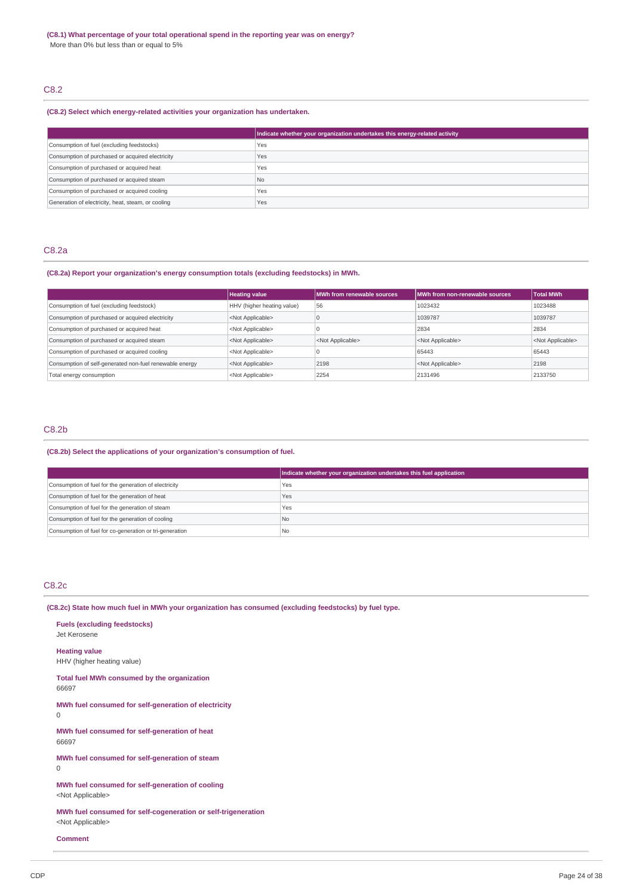**(C8.1) What percentage of your total operational spend in the reporting year was on energy?**

More than 0% but less than or equal to 5%

## C8.2

**(C8.2) Select which energy-related activities your organization has undertaken.**

| | Indicate whether your organization undertakes this energy-related activity |
|---|---|
| Consumption of fuel (excluding feedstocks) | Yes |
| Consumption of purchased or acquired electricity | Yes |
| Consumption of purchased or acquired heat | Yes |
| Consumption of purchased or acquired steam | No |
| Consumption of purchased or acquired cooling | Yes |
| Generation of electricity, heat, steam, or cooling | Yes |

## C8.2a

**(C8.2a) Report your organization's energy consumption totals (excluding feedstocks) in MWh.**

| | Heating value | MWh from renewable sources | MWh from non-renewable sources | Total MWh |
|---|---|---|---|---|
| Consumption of fuel (excluding feedstock) | HHV (higher heating value) | 56 | 1023432 | 1023488 |
| Consumption of purchased or acquired electricity | <Not Applicable> | 0 | 1039787 | 1039787 |
| Consumption of purchased or acquired heat | <Not Applicable> | 0 | 2834 | 2834 |
| Consumption of purchased or acquired steam | <Not Applicable> | <Not Applicable> | <Not Applicable> | <Not Applicable> |
| Consumption of purchased or acquired cooling | <Not Applicable> | 0 | 65443 | 65443 |
| Consumption of self-generated non-fuel renewable energy | <Not Applicable> | 2198 | <Not Applicable> | 2198 |
| Total energy consumption | <Not Applicable> | 2254 | 2131496 | 2133750 |

## C8.2b

**(C8.2b) Select the applications of your organization's consumption of fuel.**

| | Indicate whether your organization undertakes this fuel application |
|---|---|
| Consumption of fuel for the generation of electricity | Yes |
| Consumption of fuel for the generation of heat | Yes |
| Consumption of fuel for the generation of steam | Yes |
| Consumption of fuel for the generation of cooling | No |
| Consumption of fuel for co-generation or tri-generation | No |

## C8.2c

**(C8.2c) State how much fuel in MWh your organization has consumed (excluding feedstocks) by fuel type.**

**Fuels (excluding feedstocks)**
Jet Kerosene

**Heating value**
HHV (higher heating value)

**Total fuel MWh consumed by the organization**
66697

**MWh fuel consumed for self-generation of electricity**
0

**MWh fuel consumed for self-generation of heat**
66697

**MWh fuel consumed for self-generation of steam**
0

**MWh fuel consumed for self-generation of cooling**
<Not Applicable>

**MWh fuel consumed for self-cogeneration or self-trigeneration**
<Not Applicable>

**Comment**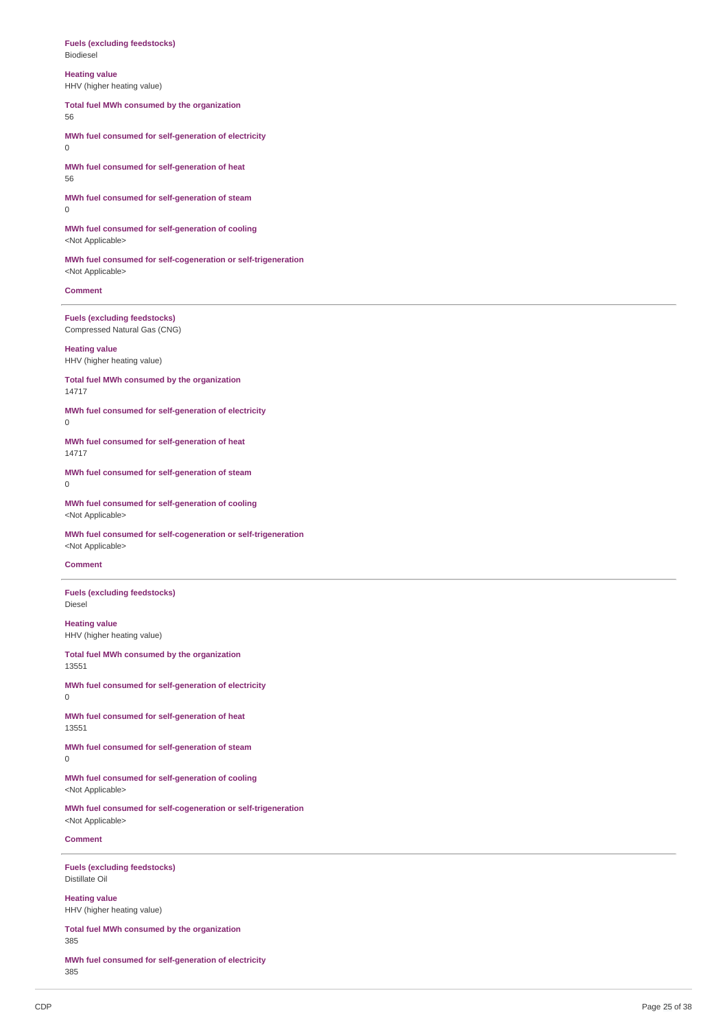**Fuels (excluding feedstocks)**
Biodiesel

**Heating value**
HHV (higher heating value)

**Total fuel MWh consumed by the organization**
56

**MWh fuel consumed for self-generation of electricity**
0

**MWh fuel consumed for self-generation of heat**
56

**MWh fuel consumed for self-generation of steam**
0

**MWh fuel consumed for self-generation of cooling**
<Not Applicable>

**MWh fuel consumed for self-cogeneration or self-trigeneration**
<Not Applicable>

**Comment**

---

**Fuels (excluding feedstocks)**
Compressed Natural Gas (CNG)

**Heating value**
HHV (higher heating value)

**Total fuel MWh consumed by the organization**
14717

**MWh fuel consumed for self-generation of electricity**
0

**MWh fuel consumed for self-generation of heat**
14717

**MWh fuel consumed for self-generation of steam**
0

**MWh fuel consumed for self-generation of cooling**
<Not Applicable>

**MWh fuel consumed for self-cogeneration or self-trigeneration**
<Not Applicable>

**Comment**

---

**Fuels (excluding feedstocks)**
Diesel

**Heating value**
HHV (higher heating value)

**Total fuel MWh consumed by the organization**
13551

**MWh fuel consumed for self-generation of electricity**
0

**MWh fuel consumed for self-generation of heat**
13551

**MWh fuel consumed for self-generation of steam**
0

**MWh fuel consumed for self-generation of cooling**
<Not Applicable>

**MWh fuel consumed for self-cogeneration or self-trigeneration**
<Not Applicable>

**Comment**

---

**Fuels (excluding feedstocks)**
Distillate Oil

**Heating value**
HHV (higher heating value)

**Total fuel MWh consumed by the organization**
385

**MWh fuel consumed for self-generation of electricity**
385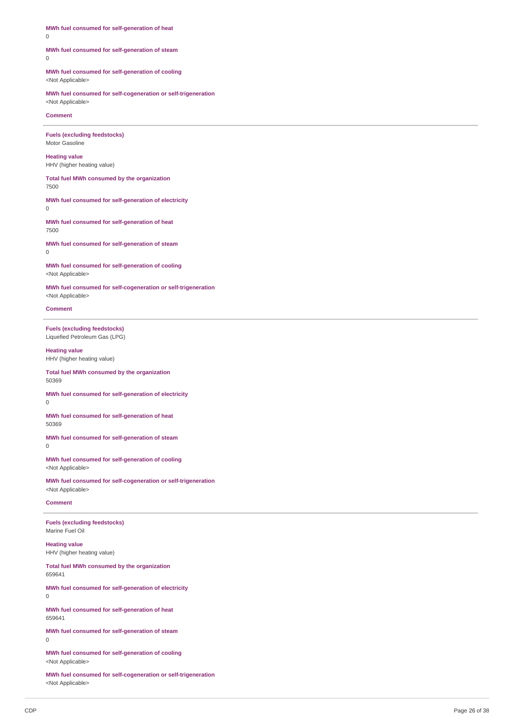**MWh fuel consumed for self-generation of heat**
0

**MWh fuel consumed for self-generation of steam**
0

**MWh fuel consumed for self-generation of cooling**
<Not Applicable>

**MWh fuel consumed for self-cogeneration or self-trigeneration**
<Not Applicable>

**Comment**

---

**Fuels (excluding feedstocks)**
Motor Gasoline

**Heating value**
HHV (higher heating value)

**Total fuel MWh consumed by the organization**
7500

**MWh fuel consumed for self-generation of electricity**
0

**MWh fuel consumed for self-generation of heat**
7500

**MWh fuel consumed for self-generation of steam**
0

**MWh fuel consumed for self-generation of cooling**
<Not Applicable>

**MWh fuel consumed for self-cogeneration or self-trigeneration**
<Not Applicable>

**Comment**

---

**Fuels (excluding feedstocks)**
Liquefied Petroleum Gas (LPG)

**Heating value**
HHV (higher heating value)

**Total fuel MWh consumed by the organization**
50369

**MWh fuel consumed for self-generation of electricity**
0

**MWh fuel consumed for self-generation of heat**
50369

**MWh fuel consumed for self-generation of steam**
0

**MWh fuel consumed for self-generation of cooling**
<Not Applicable>

**MWh fuel consumed for self-cogeneration or self-trigeneration**
<Not Applicable>

**Comment**

---

**Fuels (excluding feedstocks)**
Marine Fuel Oil

**Heating value**
HHV (higher heating value)

**Total fuel MWh consumed by the organization**
659641

**MWh fuel consumed for self-generation of electricity**
0

**MWh fuel consumed for self-generation of heat**
659641

**MWh fuel consumed for self-generation of steam**
0

**MWh fuel consumed for self-generation of cooling**
<Not Applicable>

**MWh fuel consumed for self-cogeneration or self-trigeneration**
<Not Applicable>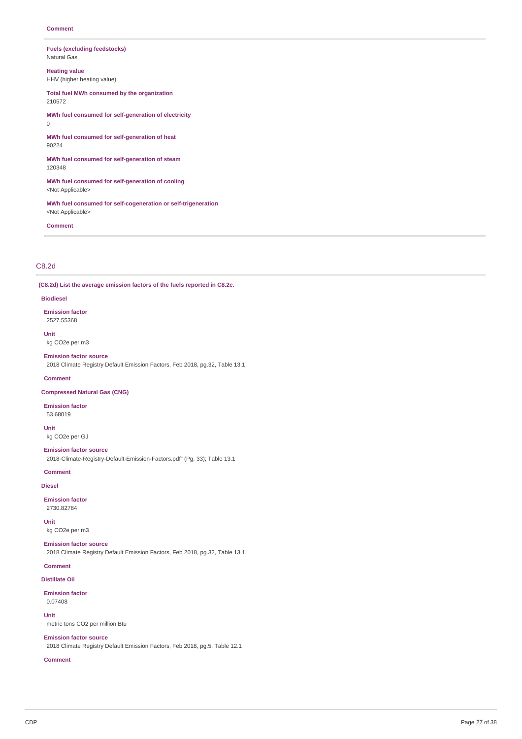**Comment**

**Fuels (excluding feedstocks)**
Natural Gas

**Heating value**
HHV (higher heating value)

**Total fuel MWh consumed by the organization**
210572

**MWh fuel consumed for self-generation of electricity**
0

**MWh fuel consumed for self-generation of heat**
90224

**MWh fuel consumed for self-generation of steam**
120348

**MWh fuel consumed for self-generation of cooling**
<Not Applicable>

**MWh fuel consumed for self-cogeneration or self-trigeneration**
<Not Applicable>

**Comment**

## C8.2d

**(C8.2d) List the average emission factors of the fuels reported in C8.2c.**

**Biodiesel**

**Emission factor**
2527.55368

**Unit**
kg CO2e per m3

**Emission factor source**
2018 Climate Registry Default Emission Factors, Feb 2018, pg.32, Table 13.1

**Comment**

**Compressed Natural Gas (CNG)**

**Emission factor**
53.68019

**Unit**
kg CO2e per GJ

**Emission factor source**
2018-Climate-Registry-Default-Emission-Factors.pdf" (Pg. 33); Table 13.1

**Comment**

**Diesel**

**Emission factor**
2730.82784

**Unit**
kg CO2e per m3

**Emission factor source**
2018 Climate Registry Default Emission Factors, Feb 2018, pg.32, Table 13.1

**Comment**

**Distillate Oil**

**Emission factor**
0.07408

**Unit**
metric tons CO2 per million Btu

**Emission factor source**
2018 Climate Registry Default Emission Factors, Feb 2018, pg.5, Table 12.1

**Comment**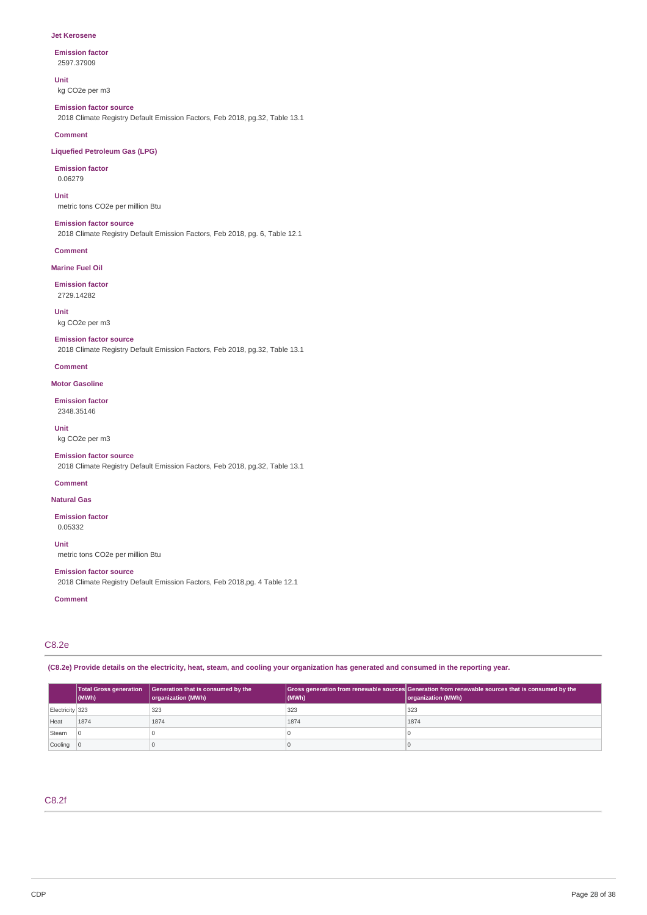### Jet Kerosene

**Emission factor**
2597.37909

**Unit**
kg CO2e per m3

**Emission factor source**
2018 Climate Registry Default Emission Factors, Feb 2018, pg.32, Table 13.1

**Comment**

### Liquefied Petroleum Gas (LPG)

**Emission factor**
0.06279

**Unit**
metric tons CO2e per million Btu

**Emission factor source**
2018 Climate Registry Default Emission Factors, Feb 2018, pg. 6, Table 12.1

**Comment**

### Marine Fuel Oil

**Emission factor**
2729.14282

**Unit**
kg CO2e per m3

**Emission factor source**
2018 Climate Registry Default Emission Factors, Feb 2018, pg.32, Table 13.1

**Comment**

### Motor Gasoline

**Emission factor**
2348.35146

**Unit**
kg CO2e per m3

**Emission factor source**
2018 Climate Registry Default Emission Factors, Feb 2018, pg.32, Table 13.1

**Comment**

### Natural Gas

**Emission factor**
0.05332

**Unit**
metric tons CO2e per million Btu

**Emission factor source**
2018 Climate Registry Default Emission Factors, Feb 2018,pg. 4 Table 12.1

**Comment**

## C8.2e

**(C8.2e) Provide details on the electricity, heat, steam, and cooling your organization has generated and consumed in the reporting year.**

| | Total Gross generation (MWh) | Generation that is consumed by the organization (MWh) | Gross generation from renewable sources (MWh) | Generation from renewable sources that is consumed by the organization (MWh) |
|---|---|---|---|---|
| Electricity | 323 | 323 | 323 | 323 |
| Heat | 1874 | 1874 | 1874 | 1874 |
| Steam | 0 | 0 | 0 | 0 |
| Cooling | 0 | 0 | 0 | 0 |

## C8.2f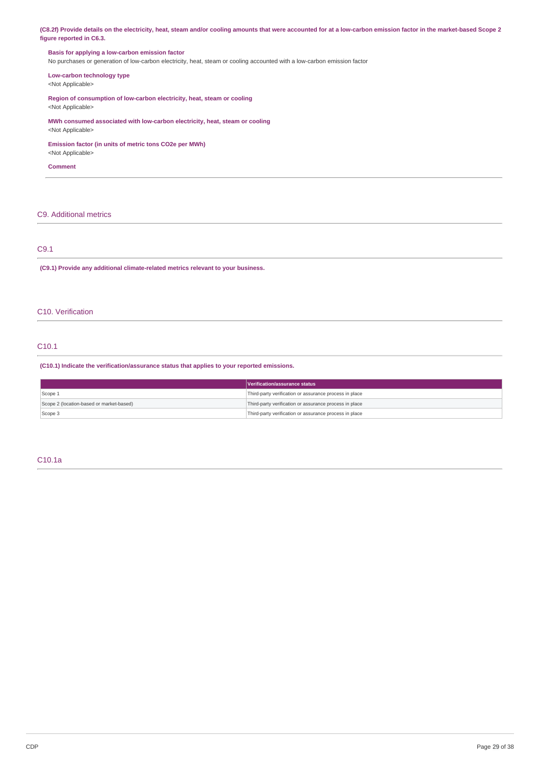**(C8.2f) Provide details on the electricity, heat, steam and/or cooling amounts that were accounted for at a low-carbon emission factor in the market-based Scope 2 figure reported in C6.3.**

**Basis for applying a low-carbon emission factor**
No purchases or generation of low-carbon electricity, heat, steam or cooling accounted with a low-carbon emission factor

**Low-carbon technology type**
<Not Applicable>

**Region of consumption of low-carbon electricity, heat, steam or cooling**
<Not Applicable>

**MWh consumed associated with low-carbon electricity, heat, steam or cooling**
<Not Applicable>

**Emission factor (in units of metric tons CO2e per MWh)**
<Not Applicable>

**Comment**

## C9. Additional metrics

### C9.1

**(C9.1) Provide any additional climate-related metrics relevant to your business.**

## C10. Verification

### C10.1

**(C10.1) Indicate the verification/assurance status that applies to your reported emissions.**

| | Verification/assurance status |
|---|---|
| Scope 1 | Third-party verification or assurance process in place |
| Scope 2 (location-based or market-based) | Third-party verification or assurance process in place |
| Scope 3 | Third-party verification or assurance process in place |

### C10.1a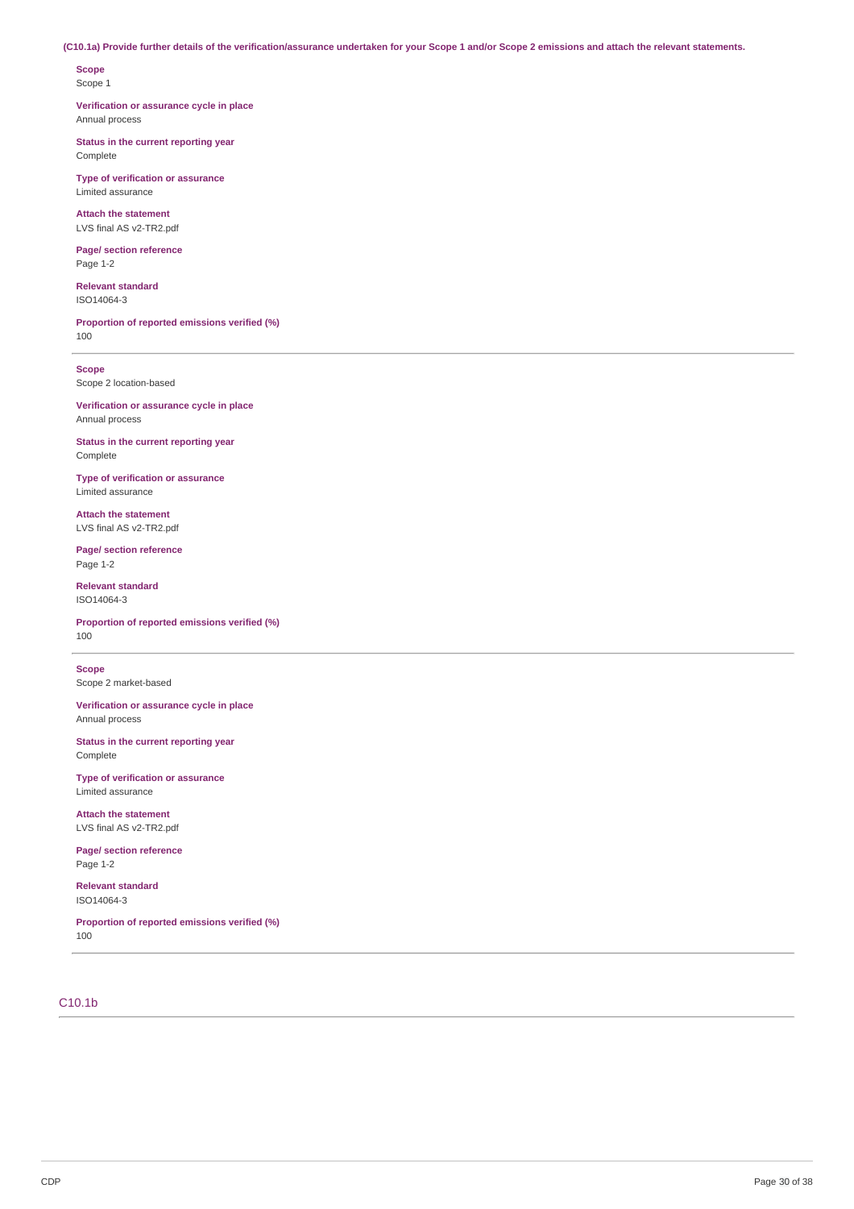**(C10.1a) Provide further details of the verification/assurance undertaken for your Scope 1 and/or Scope 2 emissions and attach the relevant statements.**

**Scope**
Scope 1

**Verification or assurance cycle in place**
Annual process

**Status in the current reporting year**
Complete

**Type of verification or assurance**
Limited assurance

**Attach the statement**
LVS final AS v2-TR2.pdf

**Page/ section reference**
Page 1-2

**Relevant standard**
ISO14064-3

**Proportion of reported emissions verified (%)**
100

---

**Scope**
Scope 2 location-based

**Verification or assurance cycle in place**
Annual process

**Status in the current reporting year**
Complete

**Type of verification or assurance**
Limited assurance

**Attach the statement**
LVS final AS v2-TR2.pdf

**Page/ section reference**
Page 1-2

**Relevant standard**
ISO14064-3

**Proportion of reported emissions verified (%)**
100

---

**Scope**
Scope 2 market-based

**Verification or assurance cycle in place**
Annual process

**Status in the current reporting year**
Complete

**Type of verification or assurance**
Limited assurance

**Attach the statement**
LVS final AS v2-TR2.pdf

**Page/ section reference**
Page 1-2

**Relevant standard**
ISO14064-3

**Proportion of reported emissions verified (%)**
100

---

## C10.1b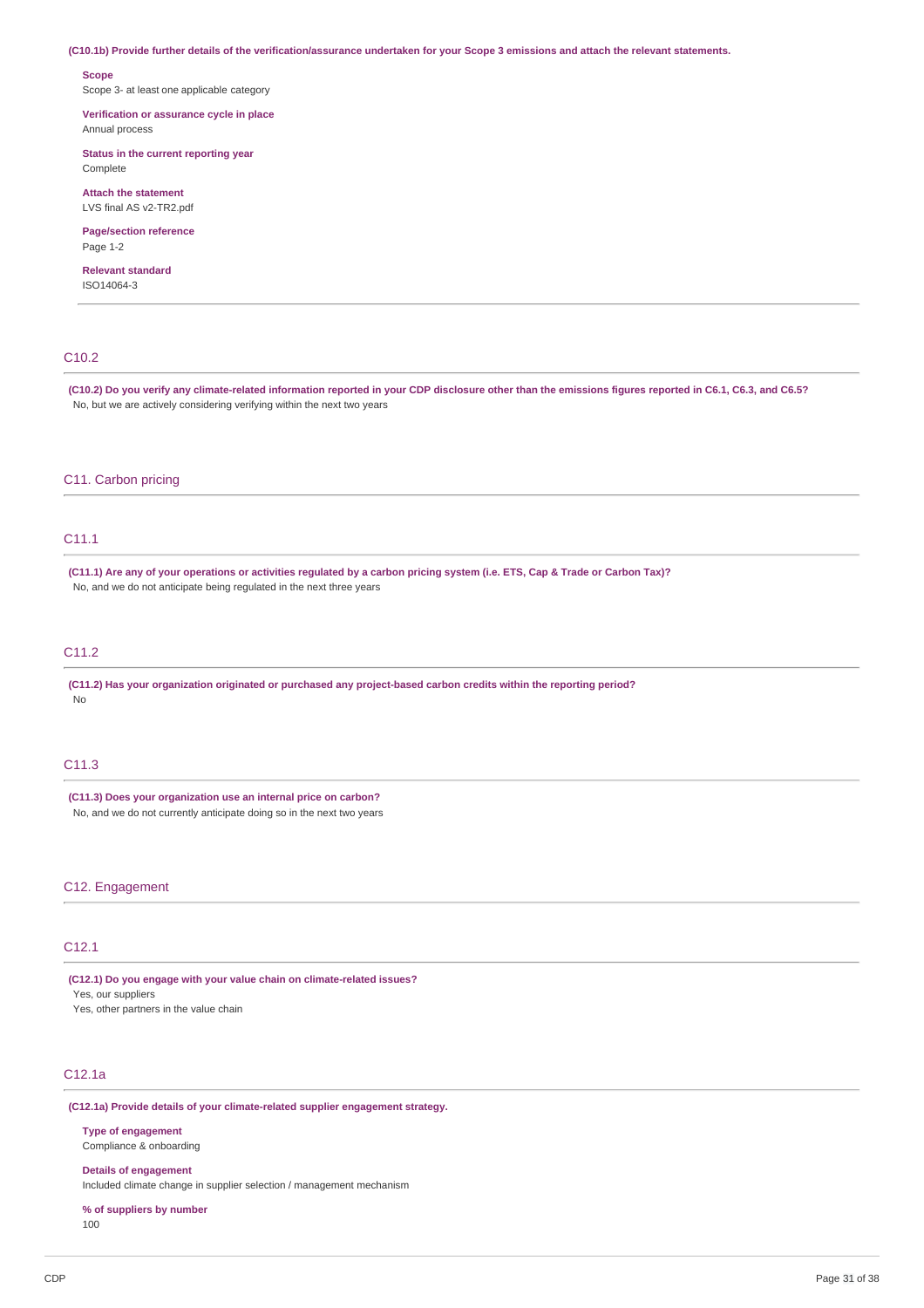**(C10.1b) Provide further details of the verification/assurance undertaken for your Scope 3 emissions and attach the relevant statements.**

**Scope**
Scope 3- at least one applicable category

**Verification or assurance cycle in place**
Annual process

**Status in the current reporting year**
Complete

**Attach the statement**
LVS final AS v2-TR2.pdf

**Page/section reference**
Page 1-2

**Relevant standard**
ISO14064-3

## C10.2

**(C10.2) Do you verify any climate-related information reported in your CDP disclosure other than the emissions figures reported in C6.1, C6.3, and C6.5?**
No, but we are actively considering verifying within the next two years

# C11. Carbon pricing

## C11.1

**(C11.1) Are any of your operations or activities regulated by a carbon pricing system (i.e. ETS, Cap & Trade or Carbon Tax)?**
No, and we do not anticipate being regulated in the next three years

## C11.2

**(C11.2) Has your organization originated or purchased any project-based carbon credits within the reporting period?**
No

## C11.3

**(C11.3) Does your organization use an internal price on carbon?**
No, and we do not currently anticipate doing so in the next two years

# C12. Engagement

## C12.1

**(C12.1) Do you engage with your value chain on climate-related issues?**
Yes, our suppliers
Yes, other partners in the value chain

## C12.1a

**(C12.1a) Provide details of your climate-related supplier engagement strategy.**

**Type of engagement**
Compliance & onboarding

**Details of engagement**
Included climate change in supplier selection / management mechanism

**% of suppliers by number**
100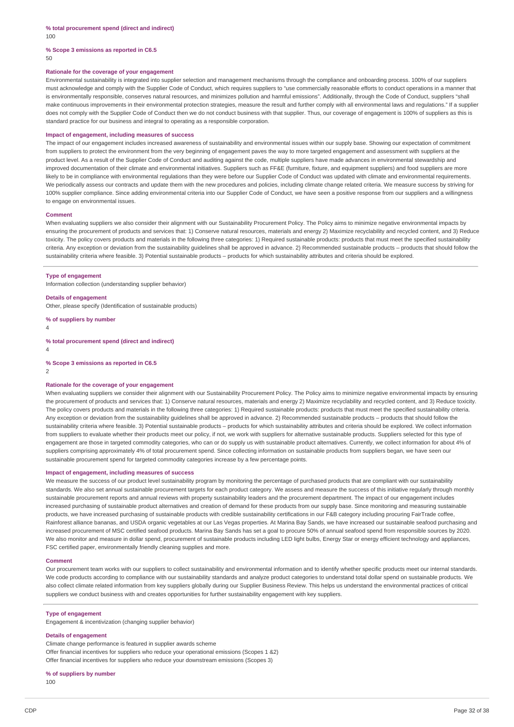**% total procurement spend (direct and indirect)**

100

**% Scope 3 emissions as reported in C6.5**

50

**Rationale for the coverage of your engagement**

Environmental sustainability is integrated into supplier selection and management mechanisms through the compliance and onboarding process. 100% of our suppliers must acknowledge and comply with the Supplier Code of Conduct, which requires suppliers to "use commercially reasonable efforts to conduct operations in a manner that is environmentally responsible, conserves natural resources, and minimizes pollution and harmful emissions". Additionally, through the Code of Conduct, suppliers "shall make continuous improvements in their environmental protection strategies, measure the result and further comply with all environmental laws and regulations." If a supplier does not comply with the Supplier Code of Conduct then we do not conduct business with that supplier. Thus, our coverage of engagement is 100% of suppliers as this is standard practice for our business and integral to operating as a responsible corporation.

**Impact of engagement, including measures of success**

The impact of our engagement includes increased awareness of sustainability and environmental issues within our supply base. Showing our expectation of commitment from suppliers to protect the environment from the very beginning of engagement paves the way to more targeted engagement and assessment with suppliers at the product level. As a result of the Supplier Code of Conduct and auditing against the code, multiple suppliers have made advances in environmental stewardship and improved documentation of their climate and environmental initiatives. Suppliers such as FF&E (furniture, fixture, and equipment suppliers) and food suppliers are more likely to be in compliance with environmental regulations than they were before our Supplier Code of Conduct was updated with climate and environmental requirements. We periodically assess our contracts and update them with the new procedures and policies, including climate change related criteria. We measure success by striving for 100% supplier compliance. Since adding environmental criteria into our Supplier Code of Conduct, we have seen a positive response from our suppliers and a willingness to engage on environmental issues.

**Comment**

When evaluating suppliers we also consider their alignment with our Sustainability Procurement Policy. The Policy aims to minimize negative environmental impacts by ensuring the procurement of products and services that: 1) Conserve natural resources, materials and energy 2) Maximize recyclability and recycled content, and 3) Reduce toxicity. The policy covers products and materials in the following three categories: 1) Required sustainable products: products that must meet the specified sustainability criteria. Any exception or deviation from the sustainability guidelines shall be approved in advance. 2) Recommended sustainable products – products that should follow the sustainability criteria where feasible. 3) Potential sustainable products – products for which sustainability attributes and criteria should be explored.

---

**Type of engagement**

Information collection (understanding supplier behavior)

**Details of engagement**

Other, please specify (Identification of sustainable products)

**% of suppliers by number**

4

**% total procurement spend (direct and indirect)**

4

**% Scope 3 emissions as reported in C6.5**

2

**Rationale for the coverage of your engagement**

When evaluating suppliers we consider their alignment with our Sustainability Procurement Policy. The Policy aims to minimize negative environmental impacts by ensuring the procurement of products and services that: 1) Conserve natural resources, materials and energy 2) Maximize recyclability and recycled content, and 3) Reduce toxicity. The policy covers products and materials in the following three categories: 1) Required sustainable products: products that must meet the specified sustainability criteria. Any exception or deviation from the sustainability guidelines shall be approved in advance. 2) Recommended sustainable products – products that should follow the sustainability criteria where feasible. 3) Potential sustainable products – products for which sustainability attributes and criteria should be explored. We collect information from suppliers to evaluate whether their products meet our policy, if not, we work with suppliers for alternative sustainable products. Suppliers selected for this type of engagement are those in targeted commodity categories, who can or do supply us with sustainable product alternatives. Currently, we collect information for about 4% of suppliers comprising approximately 4% of total procurement spend. Since collecting information on sustainable products from suppliers began, we have seen our sustainable procurement spend for targeted commodity categories increase by a few percentage points.

**Impact of engagement, including measures of success**

We measure the success of our product level sustainability program by monitoring the percentage of purchased products that are compliant with our sustainability standards. We also set annual sustainable procurement targets for each product category. We assess and measure the success of this initiative regularly through monthly sustainable procurement reports and annual reviews with property sustainability leaders and the procurement department. The impact of our engagement includes increased purchasing of sustainable product alternatives and creation of demand for these products from our supply base. Since monitoring and measuring sustainable products, we have increased purchasing of sustainable products with credible sustainability certifications in our F&B category including procuring FairTrade coffee, Rainforest alliance bananas, and USDA organic vegetables at our Las Vegas properties. At Marina Bay Sands, we have increased our sustainable seafood purchasing and increased procurement of MSC certified seafood products. Marina Bay Sands has set a goal to procure 50% of annual seafood spend from responsible sources by 2020. We also monitor and measure in dollar spend, procurement of sustainable products including LED light bulbs, Energy Star or energy efficient technology and appliances, FSC certified paper, environmentally friendly cleaning supplies and more.

**Comment**

Our procurement team works with our suppliers to collect sustainability and environmental information and to identify whether specific products meet our internal standards. We code products according to compliance with our sustainability standards and analyze product categories to understand total dollar spend on sustainable products. We also collect climate related information from key suppliers globally during our Supplier Business Review. This helps us understand the environmental practices of critical suppliers we conduct business with and creates opportunities for further sustainability engagement with key suppliers.

---

**Type of engagement**

Engagement & incentivization (changing supplier behavior)

**Details of engagement**

Climate change performance is featured in supplier awards scheme
Offer financial incentives for suppliers who reduce your operational emissions (Scopes 1 &2)
Offer financial incentives for suppliers who reduce your downstream emissions (Scopes 3)

**% of suppliers by number**

100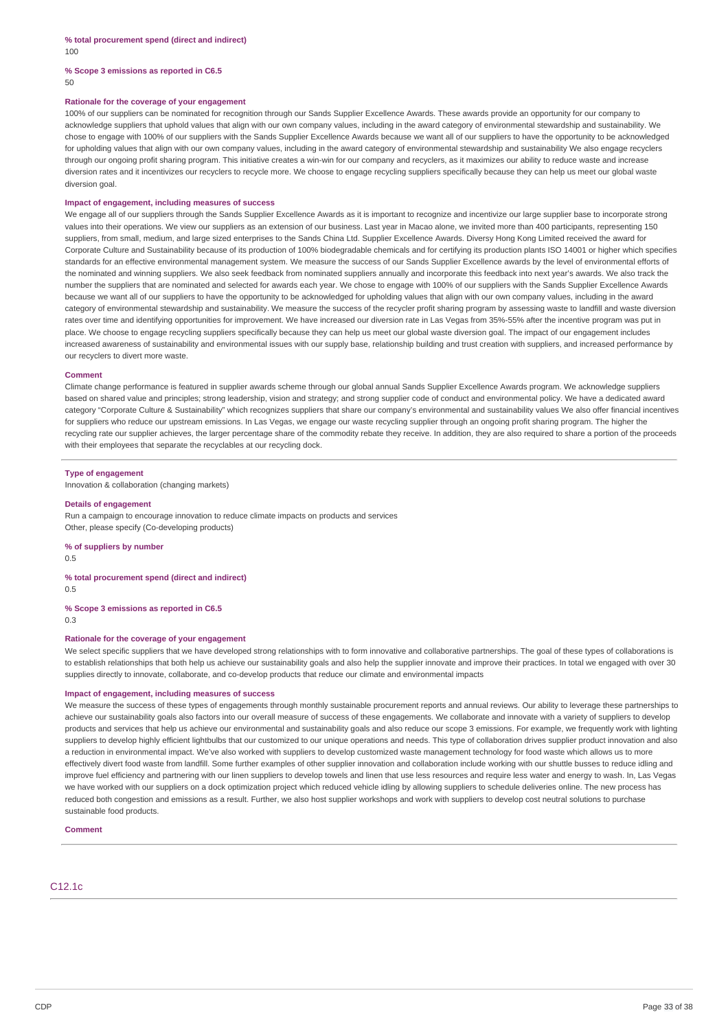**% total procurement spend (direct and indirect)**
100

**% Scope 3 emissions as reported in C6.5**
50

**Rationale for the coverage of your engagement**
100% of our suppliers can be nominated for recognition through our Sands Supplier Excellence Awards. These awards provide an opportunity for our company to acknowledge suppliers that uphold values that align with our own company values, including in the award category of environmental stewardship and sustainability. We chose to engage with 100% of our suppliers with the Sands Supplier Excellence Awards because we want all of our suppliers to have the opportunity to be acknowledged for upholding values that align with our own company values, including in the award category of environmental stewardship and sustainability We also engage recyclers through our ongoing profit sharing program. This initiative creates a win-win for our company and recyclers, as it maximizes our ability to reduce waste and increase diversion rates and it incentivizes our recyclers to recycle more. We choose to engage recycling suppliers specifically because they can help us meet our global waste diversion goal.

**Impact of engagement, including measures of success**
We engage all of our suppliers through the Sands Supplier Excellence Awards as it is important to recognize and incentivize our large supplier base to incorporate strong values into their operations. We view our suppliers as an extension of our business. Last year in Macao alone, we invited more than 400 participants, representing 150 suppliers, from small, medium, and large sized enterprises to the Sands China Ltd. Supplier Excellence Awards. Diversy Hong Kong Limited received the award for Corporate Culture and Sustainability because of its production of 100% biodegradable chemicals and for certifying its production plants ISO 14001 or higher which specifies standards for an effective environmental management system. We measure the success of our Sands Supplier Excellence awards by the level of environmental efforts of the nominated and winning suppliers. We also seek feedback from nominated suppliers annually and incorporate this feedback into next year's awards. We also track the number the suppliers that are nominated and selected for awards each year. We chose to engage with 100% of our suppliers with the Sands Supplier Excellence Awards because we want all of our suppliers to have the opportunity to be acknowledged for upholding values that align with our own company values, including in the award category of environmental stewardship and sustainability. We measure the success of the recycler profit sharing program by assessing waste to landfill and waste diversion rates over time and identifying opportunities for improvement. We have increased our diversion rate in Las Vegas from 35%-55% after the incentive program was put in place. We choose to engage recycling suppliers specifically because they can help us meet our global waste diversion goal. The impact of our engagement includes increased awareness of sustainability and environmental issues with our supply base, relationship building and trust creation with suppliers, and increased performance by our recyclers to divert more waste.

**Comment**
Climate change performance is featured in supplier awards scheme through our global annual Sands Supplier Excellence Awards program. We acknowledge suppliers based on shared value and principles; strong leadership, vision and strategy; and strong supplier code of conduct and environmental policy. We have a dedicated award category "Corporate Culture & Sustainability" which recognizes suppliers that share our company's environmental and sustainability values We also offer financial incentives for suppliers who reduce our upstream emissions. In Las Vegas, we engage our waste recycling supplier through an ongoing profit sharing program. The higher the recycling rate our supplier achieves, the larger percentage share of the commodity rebate they receive. In addition, they are also required to share a portion of the proceeds with their employees that separate the recyclables at our recycling dock.

---

**Type of engagement**
Innovation & collaboration (changing markets)

**Details of engagement**
Run a campaign to encourage innovation to reduce climate impacts on products and services
Other, please specify (Co-developing products)

**% of suppliers by number**
0.5

**% total procurement spend (direct and indirect)**
0.5

**% Scope 3 emissions as reported in C6.5**
0.3

**Rationale for the coverage of your engagement**
We select specific suppliers that we have developed strong relationships with to form innovative and collaborative partnerships. The goal of these types of collaborations is to establish relationships that both help us achieve our sustainability goals and also help the supplier innovate and improve their practices. In total we engaged with over 30 supplies directly to innovate, collaborate, and co-develop products that reduce our climate and environmental impacts

**Impact of engagement, including measures of success**
We measure the success of these types of engagements through monthly sustainable procurement reports and annual reviews. Our ability to leverage these partnerships to achieve our sustainability goals also factors into our overall measure of success of these engagements. We collaborate and innovate with a variety of suppliers to develop products and services that help us achieve our environmental and sustainability goals and also reduce our scope 3 emissions. For example, we frequently work with lighting suppliers to develop highly efficient lightbulbs that our customized to our unique operations and needs. This type of collaboration drives supplier product innovation and also a reduction in environmental impact. We've also worked with suppliers to develop customized waste management technology for food waste which allows us to more effectively divert food waste from landfill. Some further examples of other supplier innovation and collaboration include working with our shuttle busses to reduce idling and improve fuel efficiency and partnering with our linen suppliers to develop towels and linen that use less resources and require less water and energy to wash. In, Las Vegas we have worked with our suppliers on a dock optimization project which reduced vehicle idling by allowing suppliers to schedule deliveries online. The new process has reduced both congestion and emissions as a result. Further, we also host supplier workshops and work with suppliers to develop cost neutral solutions to purchase sustainable food products.

**Comment**

---

## C12.1c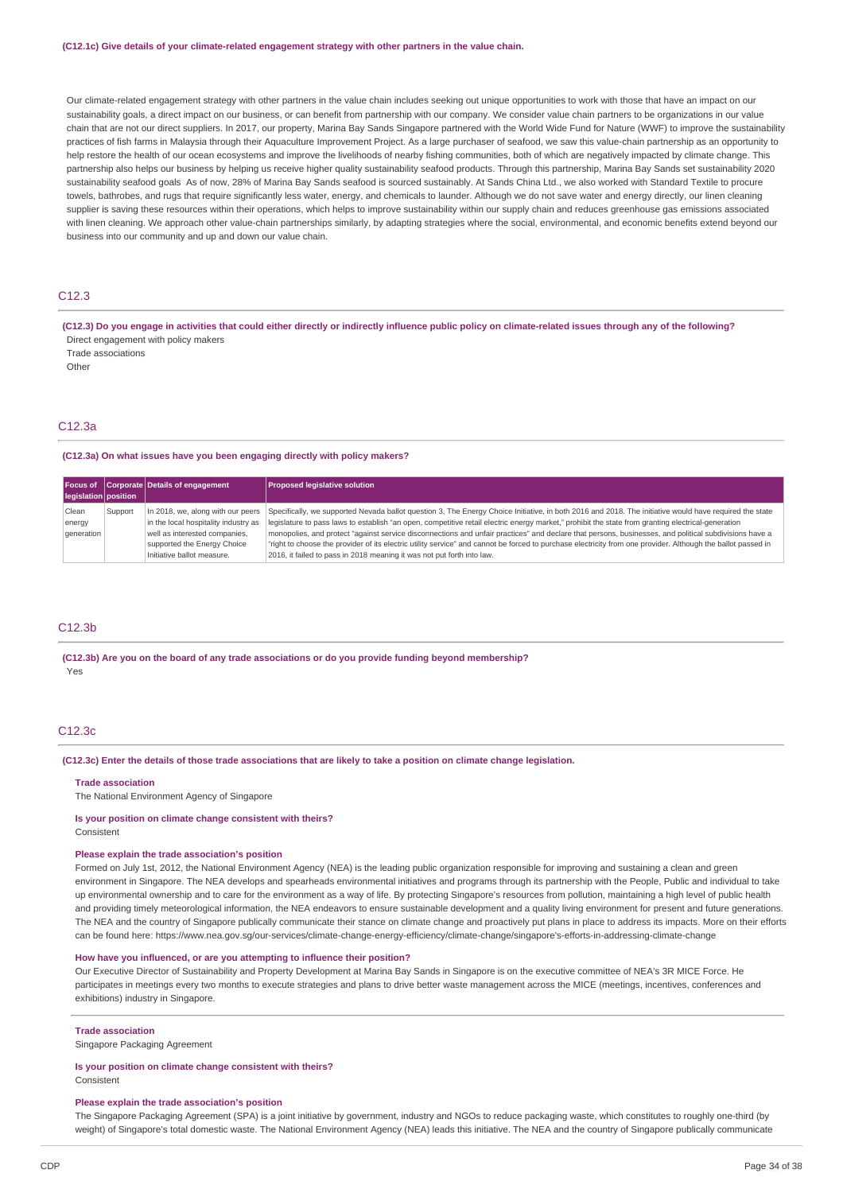**(C12.1c) Give details of your climate-related engagement strategy with other partners in the value chain.**

Our climate-related engagement strategy with other partners in the value chain includes seeking out unique opportunities to work with those that have an impact on our sustainability goals, a direct impact on our business, or can benefit from partnership with our company. We consider value chain partners to be organizations in our value chain that are not our direct suppliers. In 2017, our property, Marina Bay Sands Singapore partnered with the World Wide Fund for Nature (WWF) to improve the sustainability practices of fish farms in Malaysia through their Aquaculture Improvement Project. As a large purchaser of seafood, we saw this value-chain partnership as an opportunity to help restore the health of our ocean ecosystems and improve the livelihoods of nearby fishing communities, both of which are negatively impacted by climate change. This partnership also helps our business by helping us receive higher quality sustainability seafood products. Through this partnership, Marina Bay Sands set sustainability 2020 sustainability seafood goals As of now, 28% of Marina Bay Sands seafood is sourced sustainably. At Sands China Ltd., we also worked with Standard Textile to procure towels, bathrobes, and rugs that require significantly less water, energy, and chemicals to launder. Although we do not save water and energy directly, our linen cleaning supplier is saving these resources within their operations, which helps to improve sustainability within our supply chain and reduces greenhouse gas emissions associated with linen cleaning. We approach other value-chain partnerships similarly, by adapting strategies where the social, environmental, and economic benefits extend beyond our business into our community and up and down our value chain.

## C12.3

**(C12.3) Do you engage in activities that could either directly or indirectly influence public policy on climate-related issues through any of the following?**

Direct engagement with policy makers

Trade associations

Other

## C12.3a

**(C12.3a) On what issues have you been engaging directly with policy makers?**

| Focus of legislation | Corporate position | Details of engagement | Proposed legislative solution |
|---|---|---|---|
| Clean energy generation | Support | In 2018, we, along with our peers in the local hospitality industry as well as interested companies, supported the Energy Choice Initiative ballot measure. | Specifically, we supported Nevada ballot question 3, The Energy Choice Initiative, in both 2016 and 2018. The initiative would have required the state legislature to pass laws to establish "an open, competitive retail electric energy market," prohibit the state from granting electrical-generation monopolies, and protect "against service disconnections and unfair practices" and declare that persons, businesses, and political subdivisions have a "right to choose the provider of its electric utility service" and cannot be forced to purchase electricity from one provider. Although the ballot passed in 2016, it failed to pass in 2018 meaning it was not put forth into law. |

## C12.3b

**(C12.3b) Are you on the board of any trade associations or do you provide funding beyond membership?**

Yes

## C12.3c

**(C12.3c) Enter the details of those trade associations that are likely to take a position on climate change legislation.**

**Trade association**

The National Environment Agency of Singapore

**Is your position on climate change consistent with theirs?**

Consistent

**Please explain the trade association's position**

Formed on July 1st, 2012, the National Environment Agency (NEA) is the leading public organization responsible for improving and sustaining a clean and green environment in Singapore. The NEA develops and spearheads environmental initiatives and programs through its partnership with the People, Public and individual to take up environmental ownership and to care for the environment as a way of life. By protecting Singapore's resources from pollution, maintaining a high level of public health and providing timely meteorological information, the NEA endeavors to ensure sustainable development and a quality living environment for present and future generations. The NEA and the country of Singapore publically communicate their stance on climate change and proactively put plans in place to address its impacts. More on their efforts can be found here: https://www.nea.gov.sg/our-services/climate-change-energy-efficiency/climate-change/singapore's-efforts-in-addressing-climate-change

**How have you influenced, or are you attempting to influence their position?**

Our Executive Director of Sustainability and Property Development at Marina Bay Sands in Singapore is on the executive committee of NEA's 3R MICE Force. He participates in meetings every two months to execute strategies and plans to drive better waste management across the MICE (meetings, incentives, conferences and exhibitions) industry in Singapore.

---

**Trade association**

Singapore Packaging Agreement

**Is your position on climate change consistent with theirs?**

Consistent

**Please explain the trade association's position**

The Singapore Packaging Agreement (SPA) is a joint initiative by government, industry and NGOs to reduce packaging waste, which constitutes to roughly one-third (by weight) of Singapore's total domestic waste. The National Environment Agency (NEA) leads this initiative. The NEA and the country of Singapore publically communicate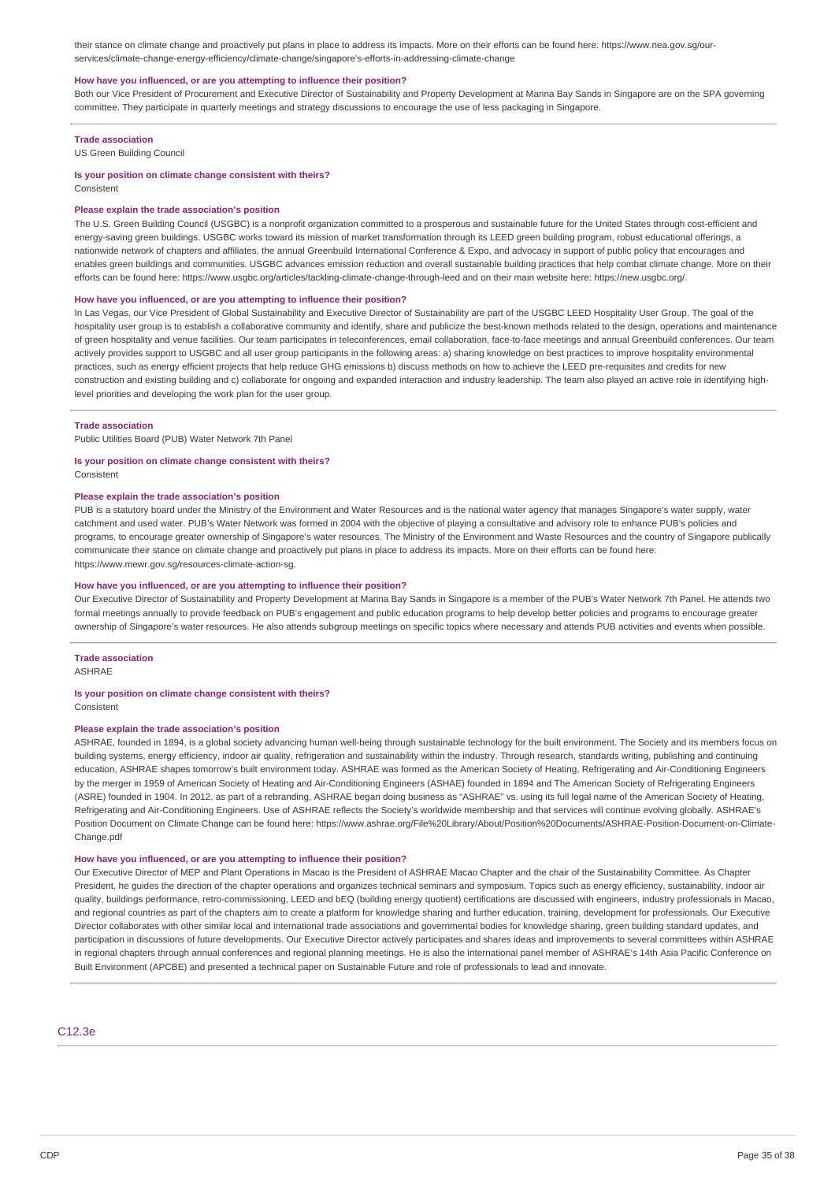their stance on climate change and proactively put plans in place to address its impacts. More on their efforts can be found here: https://www.nea.gov.sg/our-services/climate-change-energy-efficiency/climate-change/singapore's-efforts-in-addressing-climate-change

**How have you influenced, or are you attempting to influence their position?**

Both our Vice President of Procurement and Executive Director of Sustainability and Property Development at Marina Bay Sands in Singapore are on the SPA governing committee. They participate in quarterly meetings and strategy discussions to encourage the use of less packaging in Singapore.

---

**Trade association**

US Green Building Council

**Is your position on climate change consistent with theirs?**

Consistent

**Please explain the trade association's position**

The U.S. Green Building Council (USGBC) is a nonprofit organization committed to a prosperous and sustainable future for the United States through cost-efficient and energy-saving green buildings. USGBC works toward its mission of market transformation through its LEED green building program, robust educational offerings, a nationwide network of chapters and affiliates, the annual Greenbuild International Conference & Expo, and advocacy in support of public policy that encourages and enables green buildings and communities. USGBC advances emission reduction and overall sustainable building practices that help combat climate change. More on their efforts can be found here: https://www.usgbc.org/articles/tackling-climate-change-through-leed and on their main website here: https://new.usgbc.org/.

**How have you influenced, or are you attempting to influence their position?**

In Las Vegas, our Vice President of Global Sustainability and Executive Director of Sustainability are part of the USGBC LEED Hospitality User Group. The goal of the hospitality user group is to establish a collaborative community and identify, share and publicize the best-known methods related to the design, operations and maintenance of green hospitality and venue facilities. Our team participates in teleconferences, email collaboration, face-to-face meetings and annual Greenbuild conferences. Our team actively provides support to USGBC and all user group participants in the following areas: a) sharing knowledge on best practices to improve hospitality environmental practices, such as energy efficient projects that help reduce GHG emissions b) discuss methods on how to achieve the LEED pre-requisites and credits for new construction and existing building and c) collaborate for ongoing and expanded interaction and industry leadership. The team also played an active role in identifying high-level priorities and developing the work plan for the user group.

---

**Trade association**

Public Utilities Board (PUB) Water Network 7th Panel

**Is your position on climate change consistent with theirs?**

Consistent

**Please explain the trade association's position**

PUB is a statutory board under the Ministry of the Environment and Water Resources and is the national water agency that manages Singapore's water supply, water catchment and used water. PUB's Water Network was formed in 2004 with the objective of playing a consultative and advisory role to enhance PUB's policies and programs, to encourage greater ownership of Singapore's water resources. The Ministry of the Environment and Waste Resources and the country of Singapore publically communicate their stance on climate change and proactively put plans in place to address its impacts. More on their efforts can be found here: https://www.mewr.gov.sg/resources-climate-action-sg.

**How have you influenced, or are you attempting to influence their position?**

Our Executive Director of Sustainability and Property Development at Marina Bay Sands in Singapore is a member of the PUB's Water Network 7th Panel. He attends two formal meetings annually to provide feedback on PUB's engagement and public education programs to help develop better policies and programs to encourage greater ownership of Singapore's water resources. He also attends subgroup meetings on specific topics where necessary and attends PUB activities and events when possible.

---

**Trade association**

ASHRAE

**Is your position on climate change consistent with theirs?**

Consistent

**Please explain the trade association's position**

ASHRAE, founded in 1894, is a global society advancing human well-being through sustainable technology for the built environment. The Society and its members focus on building systems, energy efficiency, indoor air quality, refrigeration and sustainability within the industry. Through research, standards writing, publishing and continuing education, ASHRAE shapes tomorrow's built environment today. ASHRAE was formed as the American Society of Heating, Refrigerating and Air-Conditioning Engineers by the merger in 1959 of American Society of Heating and Air-Conditioning Engineers (ASHAE) founded in 1894 and The American Society of Refrigerating Engineers (ASRE) founded in 1904. In 2012, as part of a rebranding, ASHRAE began doing business as "ASHRAE" vs. using its full legal name of the American Society of Heating, Refrigerating and Air-Conditioning Engineers. Use of ASHRAE reflects the Society's worldwide membership and that services will continue evolving globally. ASHRAE's Position Document on Climate Change can be found here: https://www.ashrae.org/File%20Library/About/Position%20Documents/ASHRAE-Position-Document-on-Climate-Change.pdf

**How have you influenced, or are you attempting to influence their position?**

Our Executive Director of MEP and Plant Operations in Macao is the President of ASHRAE Macao Chapter and the chair of the Sustainability Committee. As Chapter President, he guides the direction of the chapter operations and organizes technical seminars and symposium. Topics such as energy efficiency, sustainability, indoor air quality, buildings performance, retro-commissioning, LEED and bEQ (building energy quotient) certifications are discussed with engineers, industry professionals in Macao, and regional countries as part of the chapters aim to create a platform for knowledge sharing and further education, training, development for professionals. Our Executive Director collaborates with other similar local and international trade associations and governmental bodies for knowledge sharing, green building standard updates, and participation in discussions of future developments. Our Executive Director actively participates and shares ideas and improvements to several committees within ASHRAE in regional chapters through annual conferences and regional planning meetings. He is also the international panel member of ASHRAE's 14th Asia Pacific Conference on Built Environment (APCBE) and presented a technical paper on Sustainable Future and role of professionals to lead and innovate.

---

## C12.3e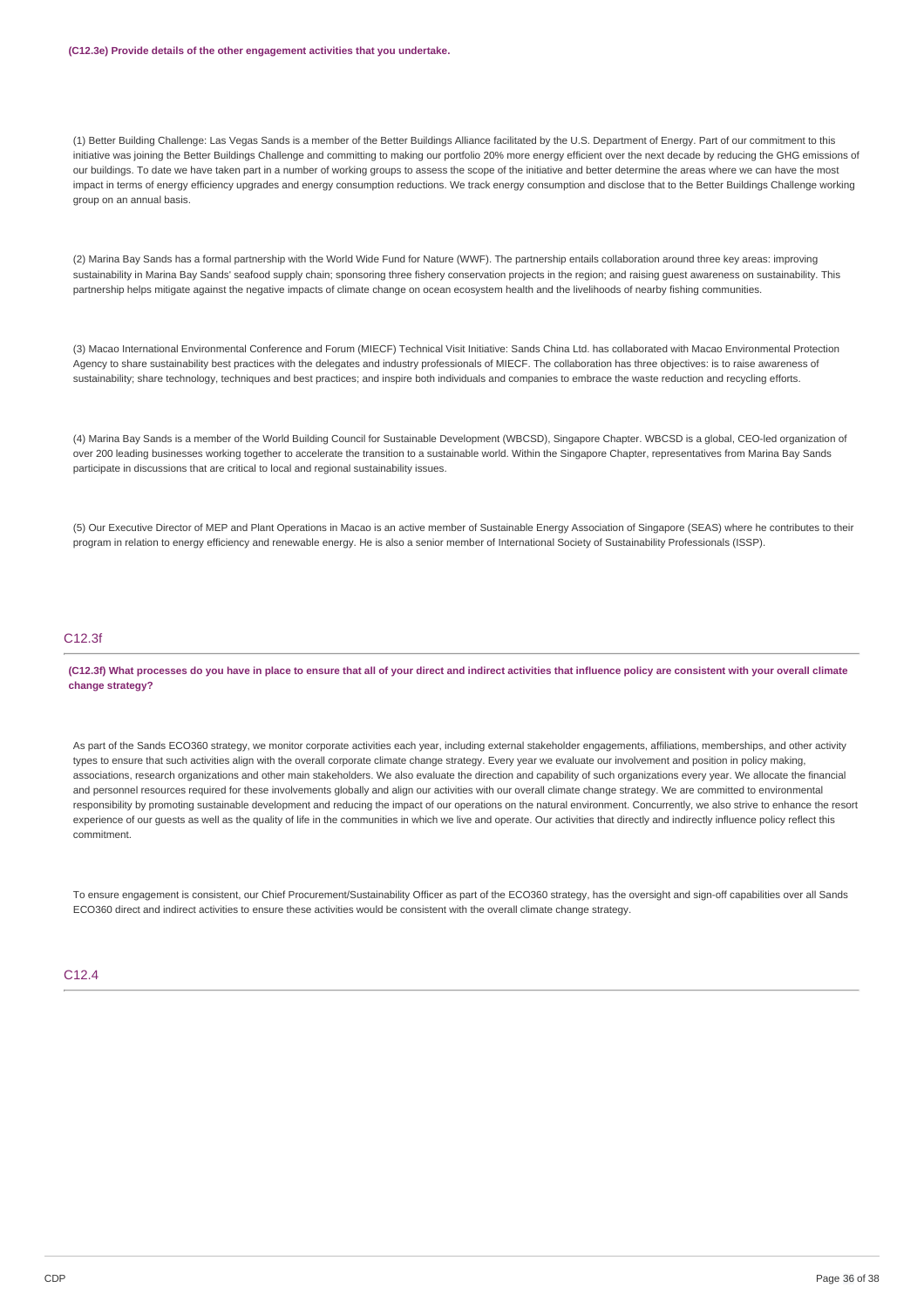**(C12.3e) Provide details of the other engagement activities that you undertake.**

(1) Better Building Challenge: Las Vegas Sands is a member of the Better Buildings Alliance facilitated by the U.S. Department of Energy. Part of our commitment to this initiative was joining the Better Buildings Challenge and committing to making our portfolio 20% more energy efficient over the next decade by reducing the GHG emissions of our buildings. To date we have taken part in a number of working groups to assess the scope of the initiative and better determine the areas where we can have the most impact in terms of energy efficiency upgrades and energy consumption reductions. We track energy consumption and disclose that to the Better Buildings Challenge working group on an annual basis.

(2) Marina Bay Sands has a formal partnership with the World Wide Fund for Nature (WWF). The partnership entails collaboration around three key areas: improving sustainability in Marina Bay Sands' seafood supply chain; sponsoring three fishery conservation projects in the region; and raising guest awareness on sustainability. This partnership helps mitigate against the negative impacts of climate change on ocean ecosystem health and the livelihoods of nearby fishing communities.

(3) Macao International Environmental Conference and Forum (MIECF) Technical Visit Initiative: Sands China Ltd. has collaborated with Macao Environmental Protection Agency to share sustainability best practices with the delegates and industry professionals of MIECF. The collaboration has three objectives: is to raise awareness of sustainability; share technology, techniques and best practices; and inspire both individuals and companies to embrace the waste reduction and recycling efforts.

(4) Marina Bay Sands is a member of the World Building Council for Sustainable Development (WBCSD), Singapore Chapter. WBCSD is a global, CEO-led organization of over 200 leading businesses working together to accelerate the transition to a sustainable world. Within the Singapore Chapter, representatives from Marina Bay Sands participate in discussions that are critical to local and regional sustainability issues.

(5) Our Executive Director of MEP and Plant Operations in Macao is an active member of Sustainable Energy Association of Singapore (SEAS) where he contributes to their program in relation to energy efficiency and renewable energy. He is also a senior member of International Society of Sustainability Professionals (ISSP).

## C12.3f

**(C12.3f) What processes do you have in place to ensure that all of your direct and indirect activities that influence policy are consistent with your overall climate change strategy?**

As part of the Sands ECO360 strategy, we monitor corporate activities each year, including external stakeholder engagements, affiliations, memberships, and other activity types to ensure that such activities align with the overall corporate climate change strategy. Every year we evaluate our involvement and position in policy making, associations, research organizations and other main stakeholders. We also evaluate the direction and capability of such organizations every year. We allocate the financial and personnel resources required for these involvements globally and align our activities with our overall climate change strategy. We are committed to environmental responsibility by promoting sustainable development and reducing the impact of our operations on the natural environment. Concurrently, we also strive to enhance the resort experience of our guests as well as the quality of life in the communities in which we live and operate. Our activities that directly and indirectly influence policy reflect this commitment.

To ensure engagement is consistent, our Chief Procurement/Sustainability Officer as part of the ECO360 strategy, has the oversight and sign-off capabilities over all Sands ECO360 direct and indirect activities to ensure these activities would be consistent with the overall climate change strategy.

## C12.4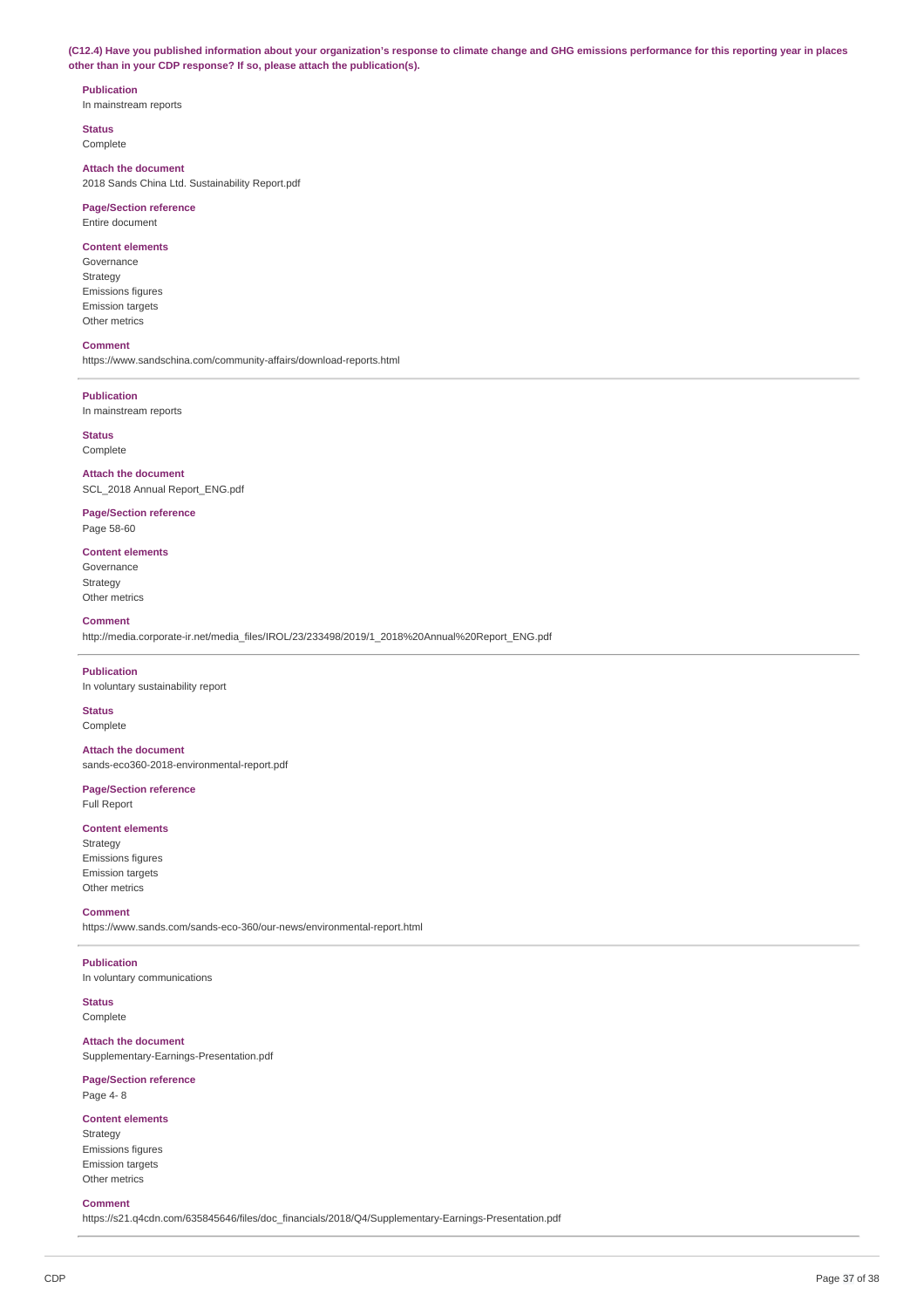**(C12.4) Have you published information about your organization's response to climate change and GHG emissions performance for this reporting year in places other than in your CDP response? If so, please attach the publication(s).**

**Publication**
In mainstream reports

**Status**
Complete

**Attach the document**
2018 Sands China Ltd. Sustainability Report.pdf

**Page/Section reference**
Entire document

**Content elements**
Governance
Strategy
Emissions figures
Emission targets
Other metrics

**Comment**
https://www.sandschina.com/community-affairs/download-reports.html

---

**Publication**
In mainstream reports

**Status**
Complete

**Attach the document**
SCL_2018 Annual Report_ENG.pdf

**Page/Section reference**
Page 58-60

**Content elements**
Governance
Strategy
Other metrics

**Comment**
http://media.corporate-ir.net/media_files/IROL/23/233498/2019/1_2018%20Annual%20Report_ENG.pdf

---

**Publication**
In voluntary sustainability report

**Status**
Complete

**Attach the document**
sands-eco360-2018-environmental-report.pdf

**Page/Section reference**
Full Report

**Content elements**
Strategy
Emissions figures
Emission targets
Other metrics

**Comment**
https://www.sands.com/sands-eco-360/our-news/environmental-report.html

---

**Publication**
In voluntary communications

**Status**
Complete

**Attach the document**
Supplementary-Earnings-Presentation.pdf

**Page/Section reference**
Page 4- 8

**Content elements**
Strategy
Emissions figures
Emission targets
Other metrics

**Comment**
https://s21.q4cdn.com/635845646/files/doc_financials/2018/Q4/Supplementary-Earnings-Presentation.pdf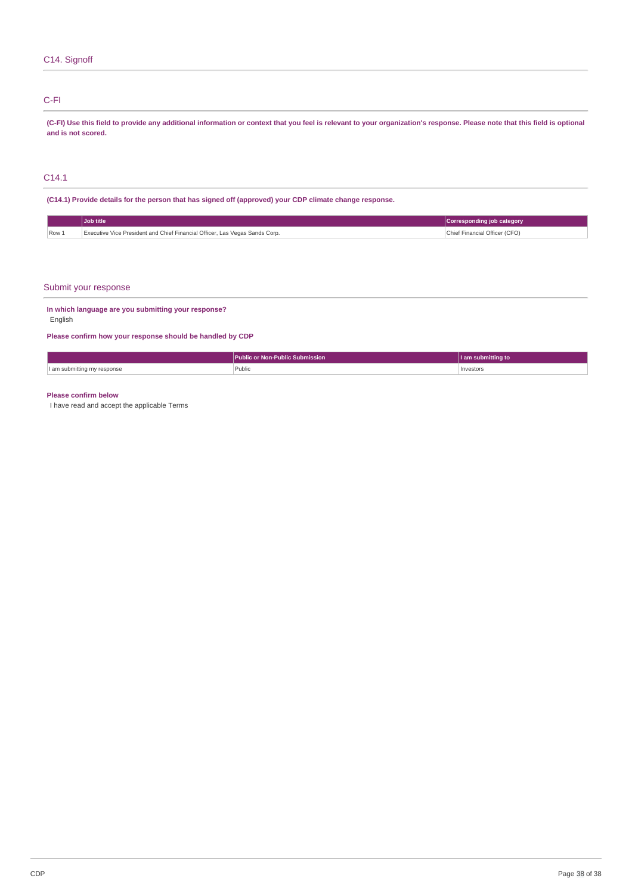## C14. Signoff

### C-FI

**(C-FI) Use this field to provide any additional information or context that you feel is relevant to your organization's response. Please note that this field is optional and is not scored.**

### C14.1

**(C14.1) Provide details for the person that has signed off (approved) your CDP climate change response.**

| | Job title | Corresponding job category |
|---|---|---|
| Row 1 | Executive Vice President and Chief Financial Officer, Las Vegas Sands Corp. | Chief Financial Officer (CFO) |

## Submit your response

**In which language are you submitting your response?**
English

**Please confirm how your response should be handled by CDP**

| | Public or Non-Public Submission | I am submitting to |
|---|---|---|
| I am submitting my response | Public | Investors |

**Please confirm below**
I have read and accept the applicable Terms